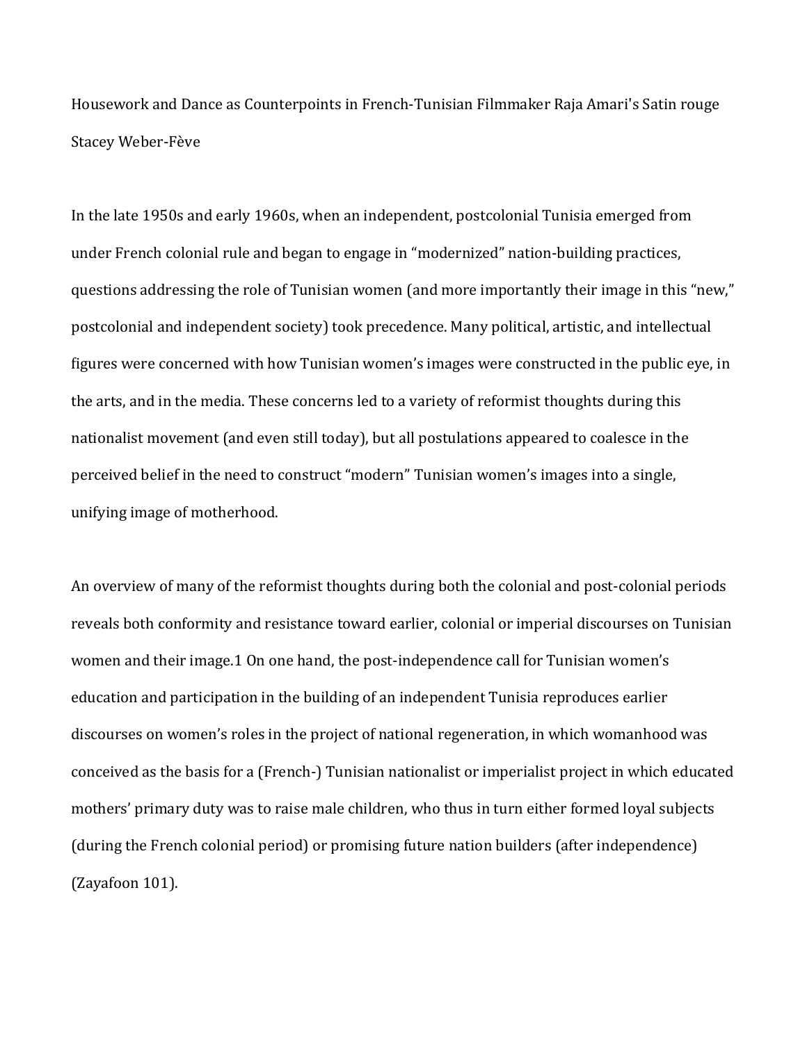# Housework and Dance as Counterpoints in French-Tunisian Filmmaker Raja Amari's Satin rouge

Stacey Weber-Fève

In the late 1950s and early 1960s, when an independent, postcolonial Tunisia emerged from under French colonial rule and began to engage in "modernized" nation-building practices, questions addressing the role of Tunisian women (and more importantly their image in this "new," postcolonial and independent society) took precedence. Many political, artistic, and intellectual figures were concerned with how Tunisian women's images were constructed in the public eye, in the arts, and in the media. These concerns led to a variety of reformist thoughts during this nationalist movement (and even still today), but all postulations appeared to coalesce in the perceived belief in the need to construct "modern" Tunisian women's images into a single, unifying image of motherhood.

An overview of many of the reformist thoughts during both the colonial and post-colonial periods reveals both conformity and resistance toward earlier, colonial or imperial discourses on Tunisian women and their image.1 On one hand, the post-independence call for Tunisian women's education and participation in the building of an independent Tunisia reproduces earlier discourses on women's roles in the project of national regeneration, in which womanhood was conceived as the basis for a (French-) Tunisian nationalist or imperialist project in which educated mothers' primary duty was to raise male children, who thus in turn either formed loyal subjects (during the French colonial period) or promising future nation builders (after independence) (Zayafoon 101).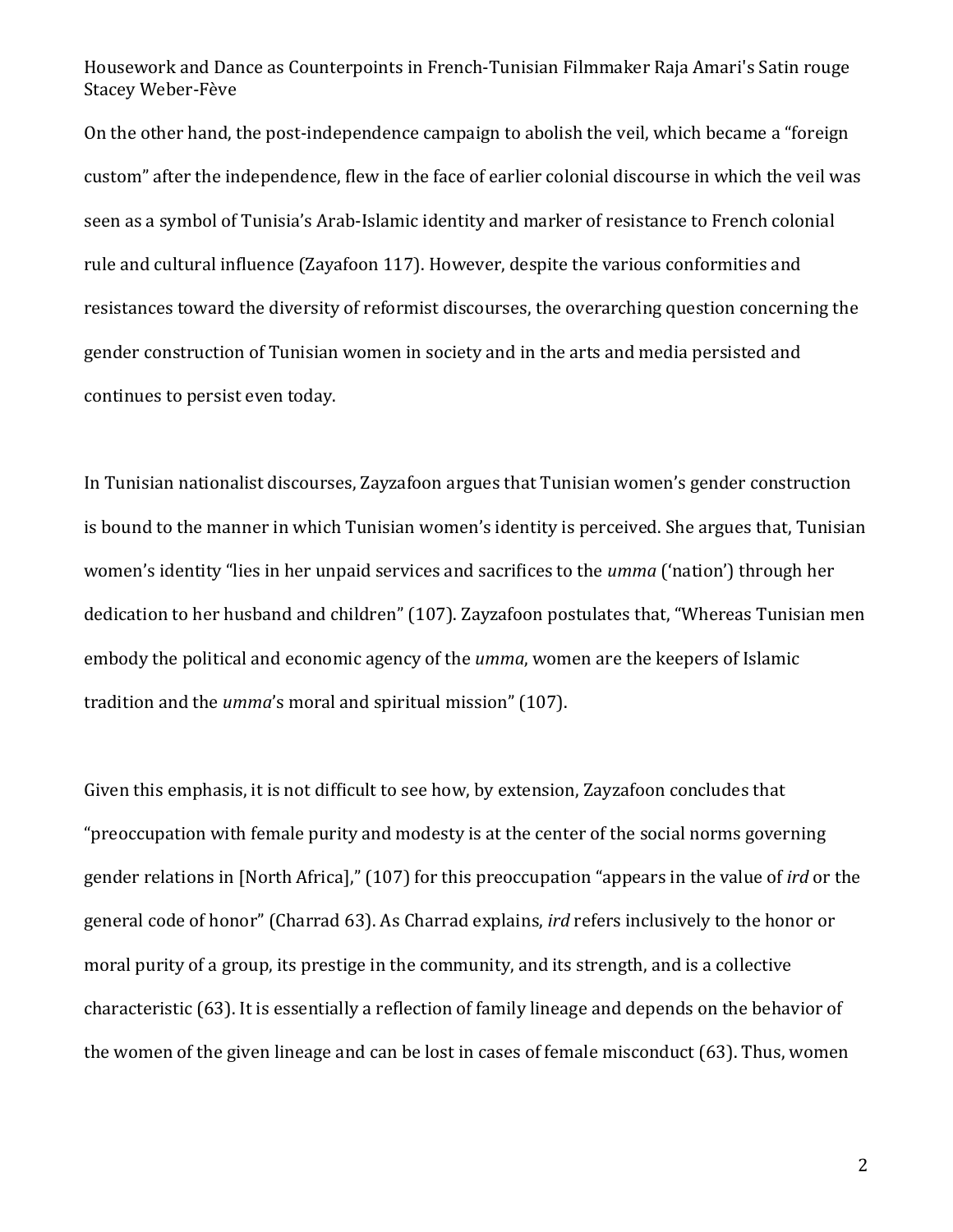On the other hand, the post-independence campaign to abolish the veil, which became a "foreign custom" after the independence, flew in the face of earlier colonial discourse in which the veil was seen as a symbol of Tunisia's Arab-Islamic identity and marker of resistance to French colonial rule and cultural influence (Zayafoon 117). However, despite the various conformities and resistances toward the diversity of reformist discourses, the overarching question concerning the gender construction of Tunisian women in society and in the arts and media persisted and continues to persist even today.

In Tunisian nationalist discourses, Zayzafoon argues that Tunisian women's gender construction is bound to the manner in which Tunisian women's identity is perceived. She argues that, Tunisian women's identity "lies in her unpaid services and sacrifices to the *umma* ('nation') through her dedication to her husband and children" (107). Zayzafoon postulates that, "Whereas Tunisian men embody the political and economic agency of the *umma*, women are the keepers of Islamic tradition and the *umma*'s moral and spiritual mission" (107).

Given this emphasis, it is not difficult to see how, by extension, Zayzafoon concludes that "preoccupation with female purity and modesty is at the center of the social norms governing gender relations in [North Africa]," (107) for this preoccupation "appears in the value of *ird* or the general code of honor" (Charrad 63). As Charrad explains, *ird* refers inclusively to the honor or moral purity of a group, its prestige in the community, and its strength, and is a collective characteristic (63). It is essentially a reflection of family lineage and depends on the behavior of the women of the given lineage and can be lost in cases of female misconduct (63). Thus, women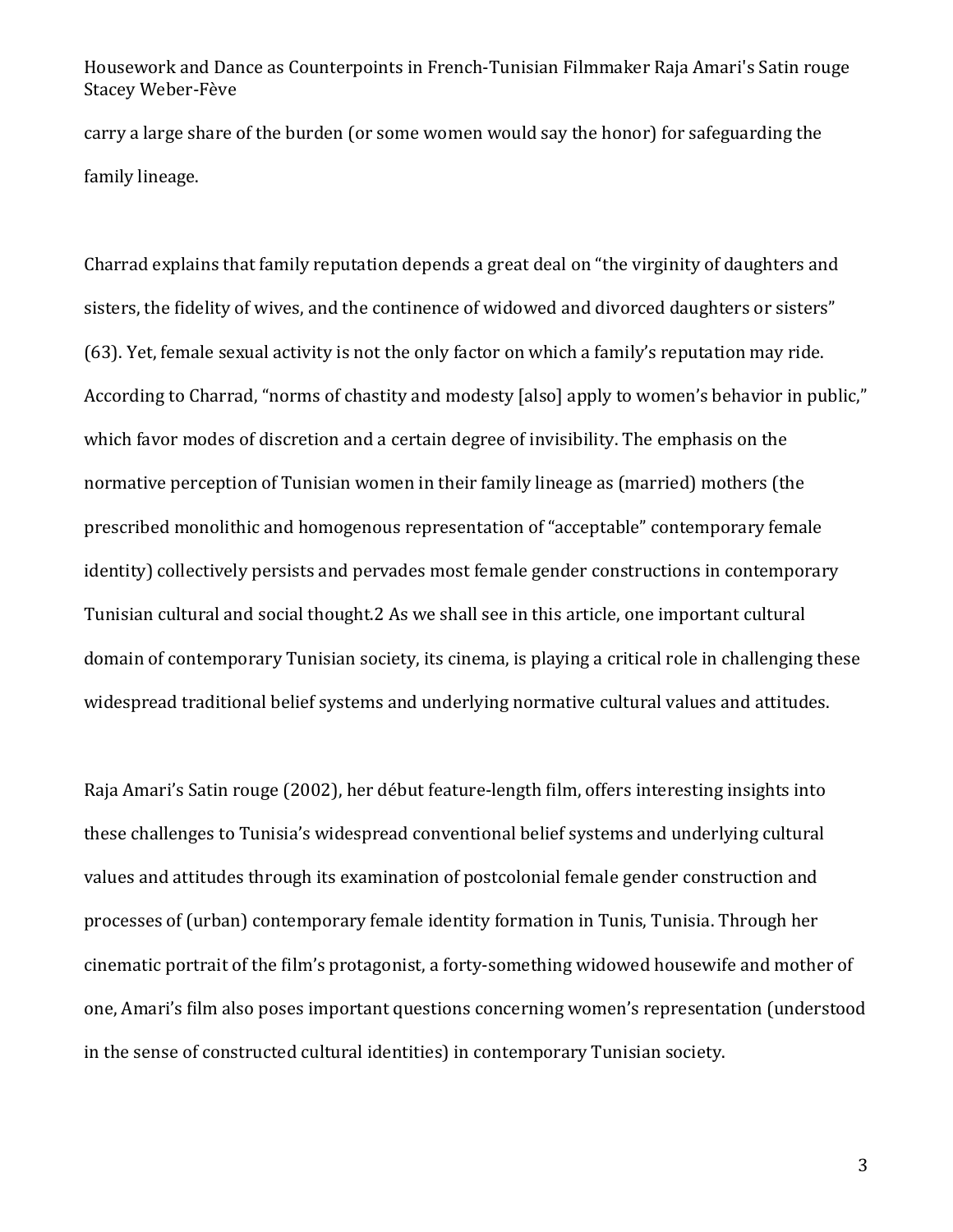carry a large share of the burden (or some women would say the honor) for safeguarding the family lineage.

Charrad explains that family reputation depends a great deal on "the virginity of daughters and sisters, the fidelity of wives, and the continence of widowed and divorced daughters or sisters" (63). Yet, female sexual activity is not the only factor on which a family's reputation may ride. According to Charrad, "norms of chastity and modesty [also] apply to women's behavior in public," which favor modes of discretion and a certain degree of invisibility. The emphasis on the normative perception of Tunisian women in their family lineage as (married) mothers (the prescribed monolithic and homogenous representation of "acceptable" contemporary female identity) collectively persists and pervades most female gender constructions in contemporary Tunisian cultural and social thought.[2] As we shall see in this article, one important cultural domain of contemporary Tunisian society, its cinema, is playing a critical role in challenging these widespread traditional belief systems and underlying normative cultural values and attitudes.

Raja Amari's Satin rouge (2002), her début feature-length film, offers interesting insights into these challenges to Tunisia's widespread conventional belief systems and underlying cultural values and attitudes through its examination of postcolonial female gender construction and processes of (urban) contemporary female identity formation in Tunis, Tunisia. Through her cinematic portrait of the film's protagonist, a forty-something widowed housewife and mother of one, Amari's film also poses important questions concerning women's representation (understood in the sense of constructed cultural identities) in contemporary Tunisian society.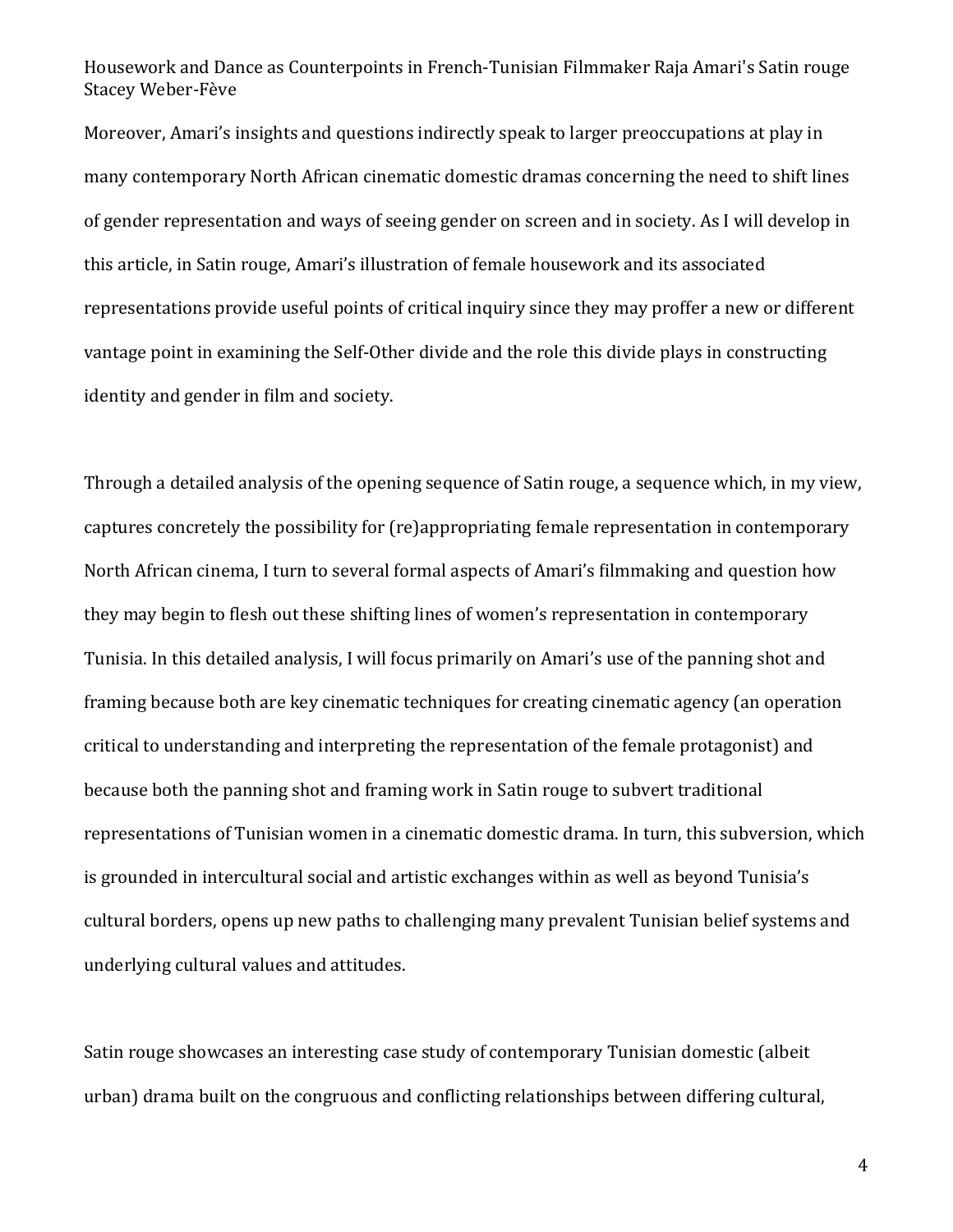Moreover, Amari's insights and questions indirectly speak to larger preoccupations at play in many contemporary North African cinematic domestic dramas concerning the need to shift lines of gender representation and ways of seeing gender on screen and in society. As I will develop in this article, in Satin rouge, Amari's illustration of female housework and its associated representations provide useful points of critical inquiry since they may proffer a new or different vantage point in examining the Self-Other divide and the role this divide plays in constructing identity and gender in film and society.

Through a detailed analysis of the opening sequence of Satin rouge, a sequence which, in my view, captures concretely the possibility for (re)appropriating female representation in contemporary North African cinema, I turn to several formal aspects of Amari's filmmaking and question how they may begin to flesh out these shifting lines of women's representation in contemporary Tunisia. In this detailed analysis, I will focus primarily on Amari's use of the panning shot and framing because both are key cinematic techniques for creating cinematic agency (an operation critical to understanding and interpreting the representation of the female protagonist) and because both the panning shot and framing work in Satin rouge to subvert traditional representations of Tunisian women in a cinematic domestic drama. In turn, this subversion, which is grounded in intercultural social and artistic exchanges within as well as beyond Tunisia's cultural borders, opens up new paths to challenging many prevalent Tunisian belief systems and underlying cultural values and attitudes.

Satin rouge showcases an interesting case study of contemporary Tunisian domestic (albeit urban) drama built on the congruous and conflicting relationships between differing cultural,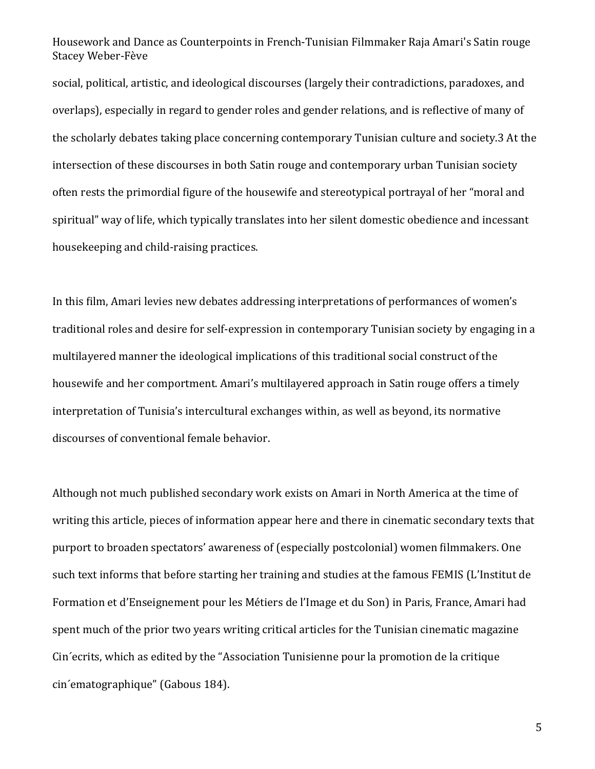social, political, artistic, and ideological discourses (largely their contradictions, paradoxes, and overlaps), especially in regard to gender roles and gender relations, and is reflective of many of the scholarly debates taking place concerning contemporary Tunisian culture and society.3 At the intersection of these discourses in both Satin rouge and contemporary urban Tunisian society often rests the primordial figure of the housewife and stereotypical portrayal of her "moral and spiritual" way of life, which typically translates into her silent domestic obedience and incessant housekeeping and child-raising practices.

In this film, Amari levies new debates addressing interpretations of performances of women's traditional roles and desire for self-expression in contemporary Tunisian society by engaging in a multilayered manner the ideological implications of this traditional social construct of the housewife and her comportment. Amari's multilayered approach in Satin rouge offers a timely interpretation of Tunisia's intercultural exchanges within, as well as beyond, its normative discourses of conventional female behavior.

Although not much published secondary work exists on Amari in North America at the time of writing this article, pieces of information appear here and there in cinematic secondary texts that purport to broaden spectators' awareness of (especially postcolonial) women filmmakers. One such text informs that before starting her training and studies at the famous FEMIS (L'Institut de Formation et d'Enseignement pour les Métiers de l'Image et du Son) in Paris, France, Amari had spent much of the prior two years writing critical articles for the Tunisian cinematic magazine Cin´ecrits, which as edited by the "Association Tunisienne pour la promotion de la critique cin´ematographique" (Gabous 184).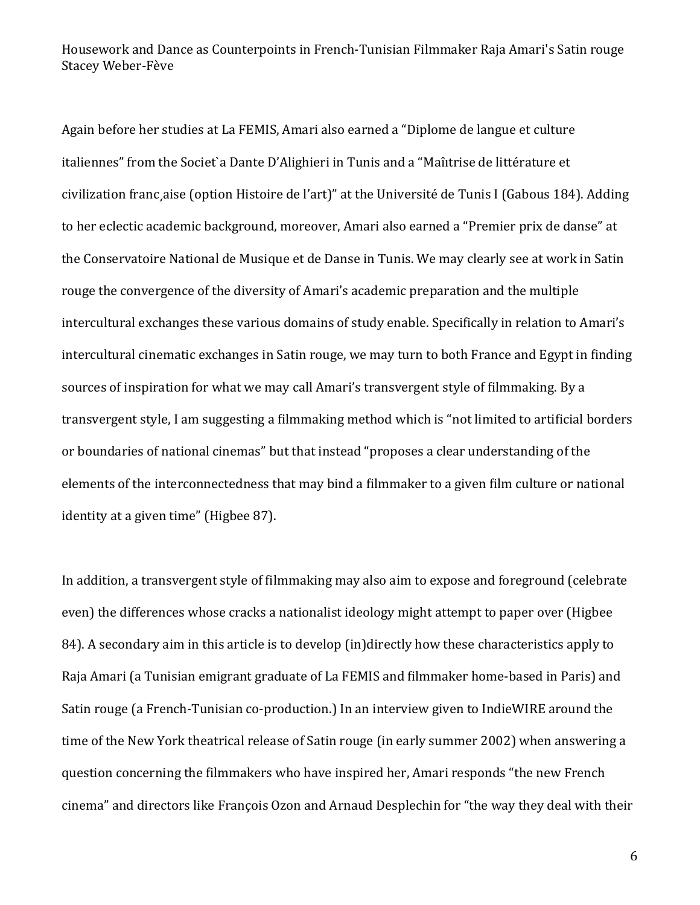Again before her studies at La FEMIS, Amari also earned a "Diplome de langue et culture italiennes" from the Societ`a Dante D'Alighieri in Tunis and a "Maîıtrise de littérature et civilization franc¸aise (option Histoire de l'art)" at the Université de Tunis I (Gabous 184). Adding to her eclectic academic background, moreover, Amari also earned a "Premier prix de danse" at the Conservatoire National de Musique et de Danse in Tunis. We may clearly see at work in Satin rouge the convergence of the diversity of Amari's academic preparation and the multiple intercultural exchanges these various domains of study enable. Specifically in relation to Amari's intercultural cinematic exchanges in Satin rouge, we may turn to both France and Egypt in finding sources of inspiration for what we may call Amari's transvergent style of filmmaking. By a transvergent style, I am suggesting a filmmaking method which is "not limited to artificial borders or boundaries of national cinemas" but that instead "proposes a clear understanding of the elements of the interconnectedness that may bind a filmmaker to a given film culture or national identity at a given time" (Higbee 87).

In addition, a transvergent style of filmmaking may also aim to expose and foreground (celebrate even) the differences whose cracks a nationalist ideology might attempt to paper over (Higbee 84). A secondary aim in this article is to develop (in)directly how these characteristics apply to Raja Amari (a Tunisian emigrant graduate of La FEMIS and filmmaker home-based in Paris) and Satin rouge (a French-Tunisian co-production.) In an interview given to IndieWIRE around the time of the New York theatrical release of Satin rouge (in early summer 2002) when answering a question concerning the filmmakers who have inspired her, Amari responds "the new French cinema" and directors like François Ozon and Arnaud Desplechin for "the way they deal with their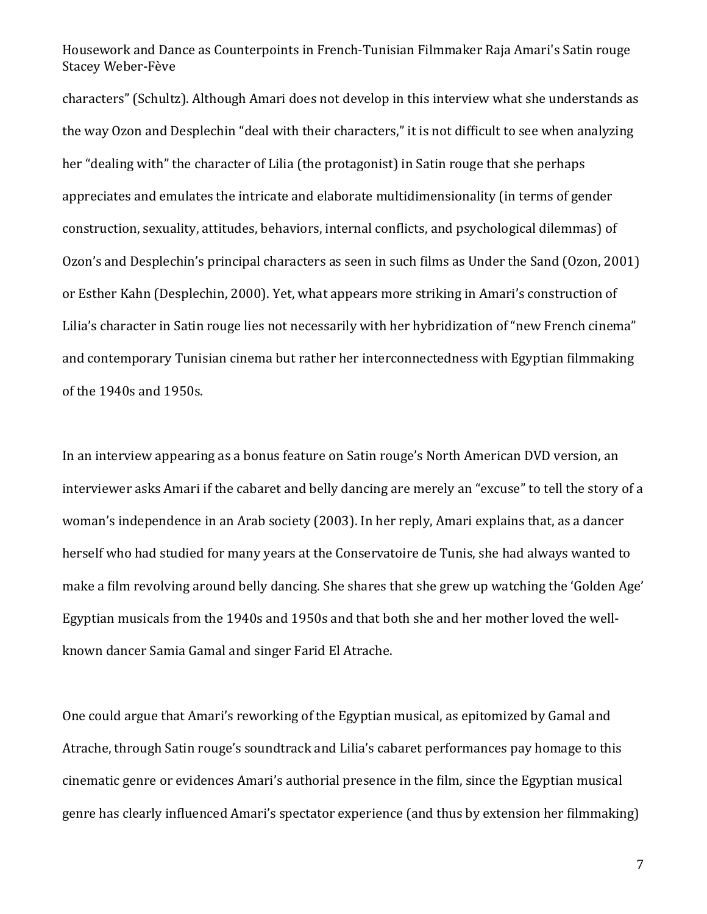characters" (Schultz). Although Amari does not develop in this interview what she understands as the way Ozon and Desplechin "deal with their characters," it is not difficult to see when analyzing her "dealing with" the character of Lilia (the protagonist) in Satin rouge that she perhaps appreciates and emulates the intricate and elaborate multidimensionality (in terms of gender construction, sexuality, attitudes, behaviors, internal conflicts, and psychological dilemmas) of Ozon's and Desplechin's principal characters as seen in such films as Under the Sand (Ozon, 2001) or Esther Kahn (Desplechin, 2000). Yet, what appears more striking in Amari's construction of Lilia's character in Satin rouge lies not necessarily with her hybridization of "new French cinema" and contemporary Tunisian cinema but rather her interconnectedness with Egyptian filmmaking of the 1940s and 1950s.

In an interview appearing as a bonus feature on Satin rouge's North American DVD version, an interviewer asks Amari if the cabaret and belly dancing are merely an "excuse" to tell the story of a woman's independence in an Arab society (2003). In her reply, Amari explains that, as a dancer herself who had studied for many years at the Conservatoire de Tunis, she had always wanted to make a film revolving around belly dancing. She shares that she grew up watching the 'Golden Age' Egyptian musicals from the 1940s and 1950s and that both she and her mother loved the well-known dancer Samia Gamal and singer Farid El Atrache.

One could argue that Amari's reworking of the Egyptian musical, as epitomized by Gamal and Atrache, through Satin rouge's soundtrack and Lilia's cabaret performances pay homage to this cinematic genre or evidences Amari's authorial presence in the film, since the Egyptian musical genre has clearly influenced Amari's spectator experience (and thus by extension her filmmaking)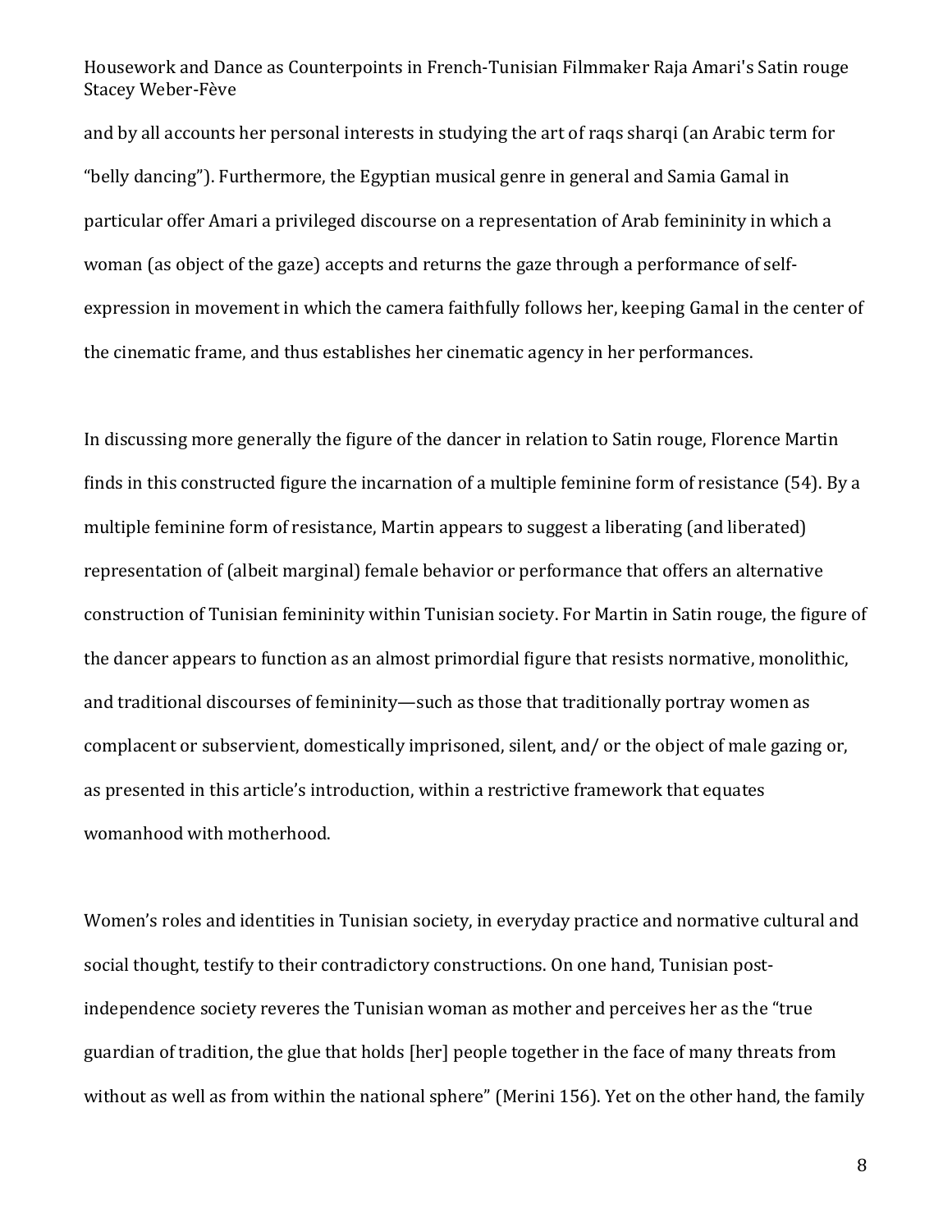and by all accounts her personal interests in studying the art of raqs sharqi (an Arabic term for "belly dancing"). Furthermore, the Egyptian musical genre in general and Samia Gamal in particular offer Amari a privileged discourse on a representation of Arab femininity in which a woman (as object of the gaze) accepts and returns the gaze through a performance of self-expression in movement in which the camera faithfully follows her, keeping Gamal in the center of the cinematic frame, and thus establishes her cinematic agency in her performances.

In discussing more generally the figure of the dancer in relation to Satin rouge, Florence Martin finds in this constructed figure the incarnation of a multiple feminine form of resistance (54). By a multiple feminine form of resistance, Martin appears to suggest a liberating (and liberated) representation of (albeit marginal) female behavior or performance that offers an alternative construction of Tunisian femininity within Tunisian society. For Martin in Satin rouge, the figure of the dancer appears to function as an almost primordial figure that resists normative, monolithic, and traditional discourses of femininity—such as those that traditionally portray women as complacent or subservient, domestically imprisoned, silent, and/ or the object of male gazing or, as presented in this article's introduction, within a restrictive framework that equates womanhood with motherhood.

Women's roles and identities in Tunisian society, in everyday practice and normative cultural and social thought, testify to their contradictory constructions. On one hand, Tunisian post-independence society reveres the Tunisian woman as mother and perceives her as the "true guardian of tradition, the glue that holds [her] people together in the face of many threats from without as well as from within the national sphere" (Merini 156). Yet on the other hand, the family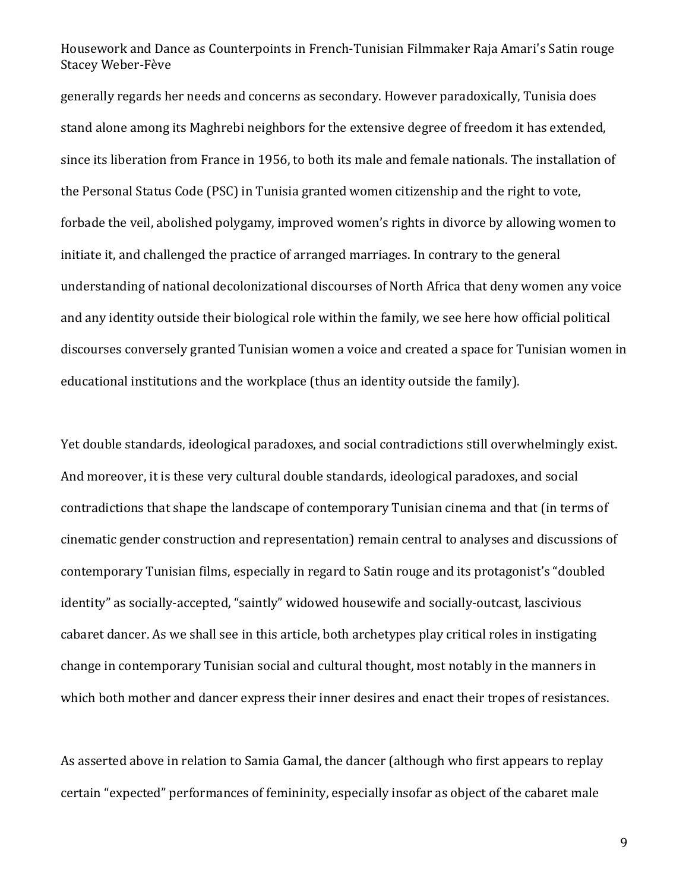generally regards her needs and concerns as secondary. However paradoxically, Tunisia does stand alone among its Maghrebi neighbors for the extensive degree of freedom it has extended, since its liberation from France in 1956, to both its male and female nationals. The installation of the Personal Status Code (PSC) in Tunisia granted women citizenship and the right to vote, forbade the veil, abolished polygamy, improved women's rights in divorce by allowing women to initiate it, and challenged the practice of arranged marriages. In contrary to the general understanding of national decolonizational discourses of North Africa that deny women any voice and any identity outside their biological role within the family, we see here how official political discourses conversely granted Tunisian women a voice and created a space for Tunisian women in educational institutions and the workplace (thus an identity outside the family).

Yet double standards, ideological paradoxes, and social contradictions still overwhelmingly exist. And moreover, it is these very cultural double standards, ideological paradoxes, and social contradictions that shape the landscape of contemporary Tunisian cinema and that (in terms of cinematic gender construction and representation) remain central to analyses and discussions of contemporary Tunisian films, especially in regard to Satin rouge and its protagonist's "doubled identity" as socially-accepted, "saintly" widowed housewife and socially-outcast, lascivious cabaret dancer. As we shall see in this article, both archetypes play critical roles in instigating change in contemporary Tunisian social and cultural thought, most notably in the manners in which both mother and dancer express their inner desires and enact their tropes of resistances.

As asserted above in relation to Samia Gamal, the dancer (although who first appears to replay certain "expected" performances of femininity, especially insofar as object of the cabaret male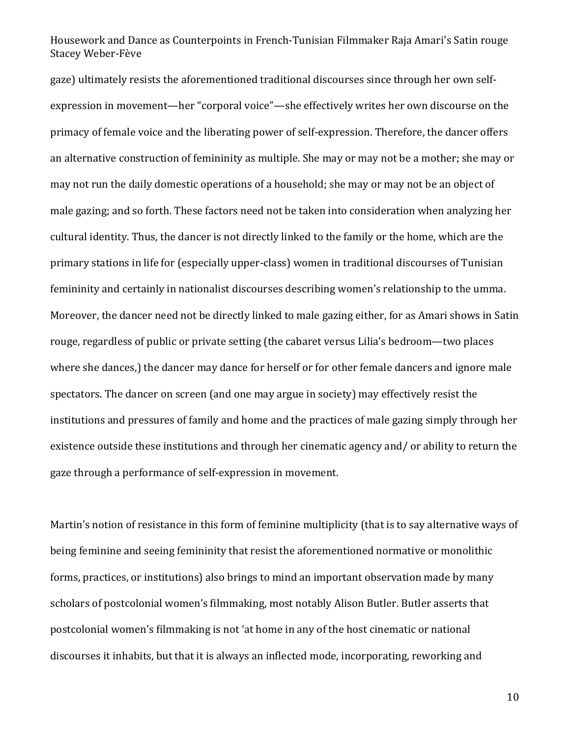gaze) ultimately resists the aforementioned traditional discourses since through her own self-expression in movement—her "corporal voice"—she effectively writes her own discourse on the primacy of female voice and the liberating power of self-expression. Therefore, the dancer offers an alternative construction of femininity as multiple. She may or may not be a mother; she may or may not run the daily domestic operations of a household; she may or may not be an object of male gazing; and so forth. These factors need not be taken into consideration when analyzing her cultural identity. Thus, the dancer is not directly linked to the family or the home, which are the primary stations in life for (especially upper-class) women in traditional discourses of Tunisian femininity and certainly in nationalist discourses describing women's relationship to the umma. Moreover, the dancer need not be directly linked to male gazing either, for as Amari shows in Satin rouge, regardless of public or private setting (the cabaret versus Lilia's bedroom—two places where she dances,) the dancer may dance for herself or for other female dancers and ignore male spectators. The dancer on screen (and one may argue in society) may effectively resist the institutions and pressures of family and home and the practices of male gazing simply through her existence outside these institutions and through her cinematic agency and/ or ability to return the gaze through a performance of self-expression in movement.

Martin's notion of resistance in this form of feminine multiplicity (that is to say alternative ways of being feminine and seeing femininity that resist the aforementioned normative or monolithic forms, practices, or institutions) also brings to mind an important observation made by many scholars of postcolonial women's filmmaking, most notably Alison Butler. Butler asserts that postcolonial women's filmmaking is not 'at home in any of the host cinematic or national discourses it inhabits, but that it is always an inflected mode, incorporating, reworking and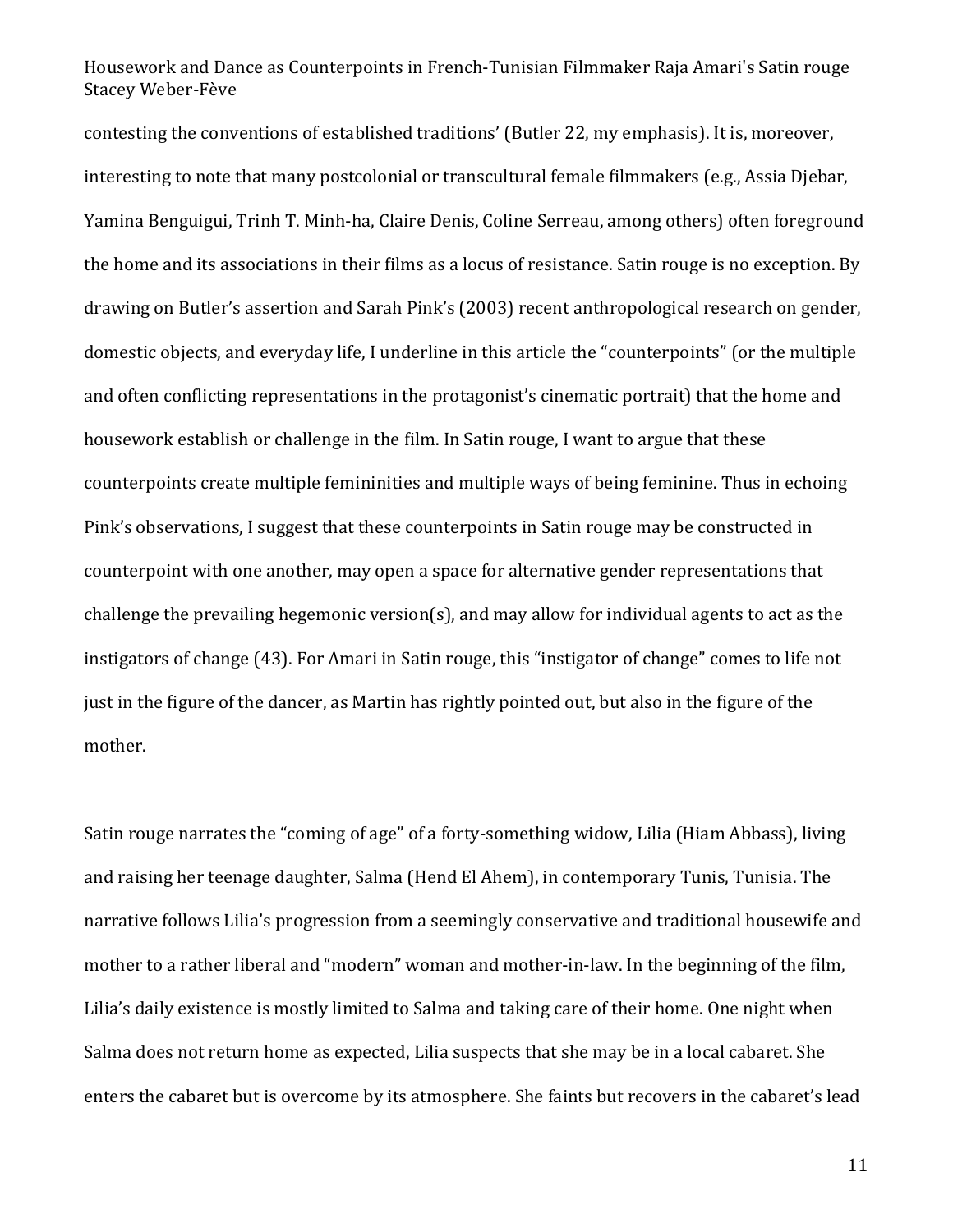contesting the conventions of established traditions' (Butler 22, my emphasis). It is, moreover, interesting to note that many postcolonial or transcultural female filmmakers (e.g., Assia Djebar, Yamina Benguigui, Trinh T. Minh-ha, Claire Denis, Coline Serreau, among others) often foreground the home and its associations in their films as a locus of resistance. Satin rouge is no exception. By drawing on Butler's assertion and Sarah Pink's (2003) recent anthropological research on gender, domestic objects, and everyday life, I underline in this article the "counterpoints" (or the multiple and often conflicting representations in the protagonist's cinematic portrait) that the home and housework establish or challenge in the film. In Satin rouge, I want to argue that these counterpoints create multiple femininities and multiple ways of being feminine. Thus in echoing Pink's observations, I suggest that these counterpoints in Satin rouge may be constructed in counterpoint with one another, may open a space for alternative gender representations that challenge the prevailing hegemonic version(s), and may allow for individual agents to act as the instigators of change (43). For Amari in Satin rouge, this "instigator of change" comes to life not just in the figure of the dancer, as Martin has rightly pointed out, but also in the figure of the mother.

Satin rouge narrates the "coming of age" of a forty-something widow, Lilia (Hiam Abbass), living and raising her teenage daughter, Salma (Hend El Ahem), in contemporary Tunis, Tunisia. The narrative follows Lilia's progression from a seemingly conservative and traditional housewife and mother to a rather liberal and "modern" woman and mother-in-law. In the beginning of the film, Lilia's daily existence is mostly limited to Salma and taking care of their home. One night when Salma does not return home as expected, Lilia suspects that she may be in a local cabaret. She enters the cabaret but is overcome by its atmosphere. She faints but recovers in the cabaret's lead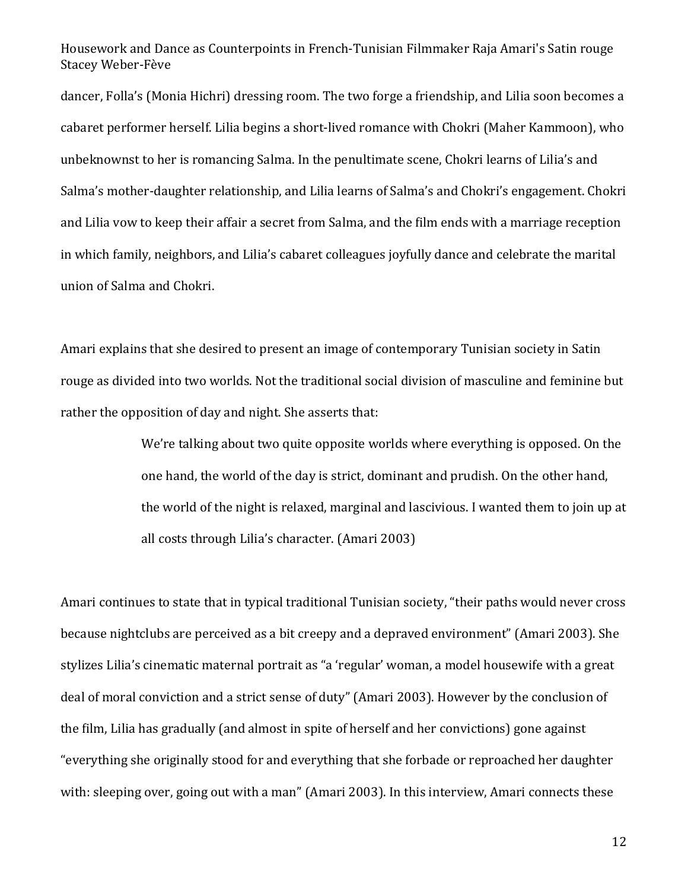dancer, Folla's (Monia Hichri) dressing room. The two forge a friendship, and Lilia soon becomes a cabaret performer herself. Lilia begins a short-lived romance with Chokri (Maher Kammoon), who unbeknownst to her is romancing Salma. In the penultimate scene, Chokri learns of Lilia's and Salma's mother-daughter relationship, and Lilia learns of Salma's and Chokri's engagement. Chokri and Lilia vow to keep their affair a secret from Salma, and the film ends with a marriage reception in which family, neighbors, and Lilia's cabaret colleagues joyfully dance and celebrate the marital union of Salma and Chokri.

Amari explains that she desired to present an image of contemporary Tunisian society in Satin rouge as divided into two worlds. Not the traditional social division of masculine and feminine but rather the opposition of day and night. She asserts that:

> We're talking about two quite opposite worlds where everything is opposed. On the one hand, the world of the day is strict, dominant and prudish. On the other hand, the world of the night is relaxed, marginal and lascivious. I wanted them to join up at all costs through Lilia's character. (Amari 2003)

Amari continues to state that in typical traditional Tunisian society, "their paths would never cross because nightclubs are perceived as a bit creepy and a depraved environment" (Amari 2003). She stylizes Lilia's cinematic maternal portrait as "a 'regular' woman, a model housewife with a great deal of moral conviction and a strict sense of duty" (Amari 2003). However by the conclusion of the film, Lilia has gradually (and almost in spite of herself and her convictions) gone against "everything she originally stood for and everything that she forbade or reproached her daughter with: sleeping over, going out with a man" (Amari 2003). In this interview, Amari connects these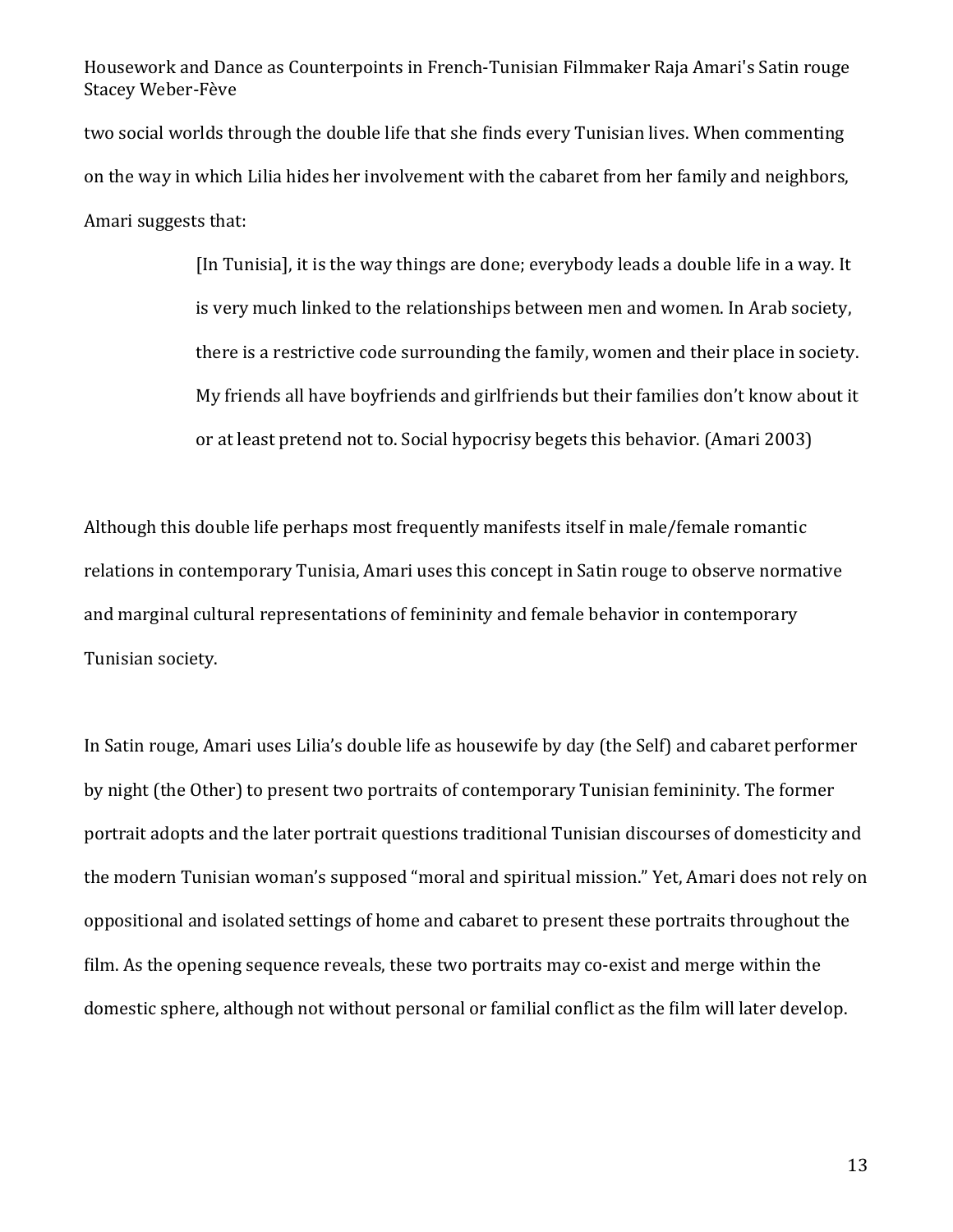two social worlds through the double life that she finds every Tunisian lives. When commenting on the way in which Lilia hides her involvement with the cabaret from her family and neighbors, Amari suggests that:

> [In Tunisia], it is the way things are done; everybody leads a double life in a way. It is very much linked to the relationships between men and women. In Arab society, there is a restrictive code surrounding the family, women and their place in society. My friends all have boyfriends and girlfriends but their families don't know about it or at least pretend not to. Social hypocrisy begets this behavior. (Amari 2003)

Although this double life perhaps most frequently manifests itself in male/female romantic relations in contemporary Tunisia, Amari uses this concept in Satin rouge to observe normative and marginal cultural representations of femininity and female behavior in contemporary Tunisian society.

In Satin rouge, Amari uses Lilia's double life as housewife by day (the Self) and cabaret performer by night (the Other) to present two portraits of contemporary Tunisian femininity. The former portrait adopts and the later portrait questions traditional Tunisian discourses of domesticity and the modern Tunisian woman's supposed "moral and spiritual mission." Yet, Amari does not rely on oppositional and isolated settings of home and cabaret to present these portraits throughout the film. As the opening sequence reveals, these two portraits may co-exist and merge within the domestic sphere, although not without personal or familial conflict as the film will later develop.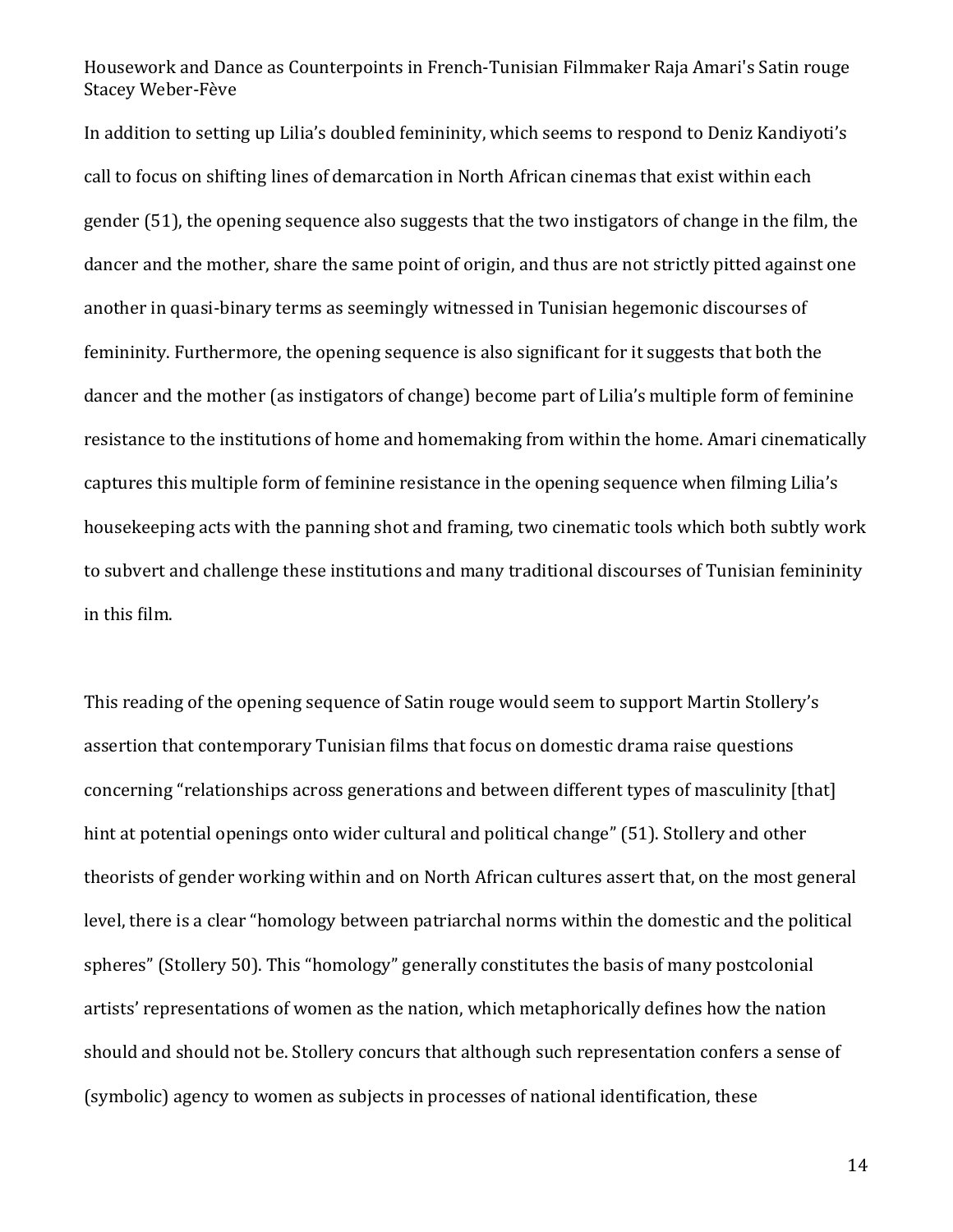In addition to setting up Lilia's doubled femininity, which seems to respond to Deniz Kandiyoti's call to focus on shifting lines of demarcation in North African cinemas that exist within each gender (51), the opening sequence also suggests that the two instigators of change in the film, the dancer and the mother, share the same point of origin, and thus are not strictly pitted against one another in quasi-binary terms as seemingly witnessed in Tunisian hegemonic discourses of femininity. Furthermore, the opening sequence is also significant for it suggests that both the dancer and the mother (as instigators of change) become part of Lilia's multiple form of feminine resistance to the institutions of home and homemaking from within the home. Amari cinematically captures this multiple form of feminine resistance in the opening sequence when filming Lilia's housekeeping acts with the panning shot and framing, two cinematic tools which both subtly work to subvert and challenge these institutions and many traditional discourses of Tunisian femininity in this film.

This reading of the opening sequence of Satin rouge would seem to support Martin Stollery's assertion that contemporary Tunisian films that focus on domestic drama raise questions concerning "relationships across generations and between different types of masculinity [that] hint at potential openings onto wider cultural and political change" (51). Stollery and other theorists of gender working within and on North African cultures assert that, on the most general level, there is a clear "homology between patriarchal norms within the domestic and the political spheres" (Stollery 50). This "homology" generally constitutes the basis of many postcolonial artists' representations of women as the nation, which metaphorically defines how the nation should and should not be. Stollery concurs that although such representation confers a sense of (symbolic) agency to women as subjects in processes of national identification, these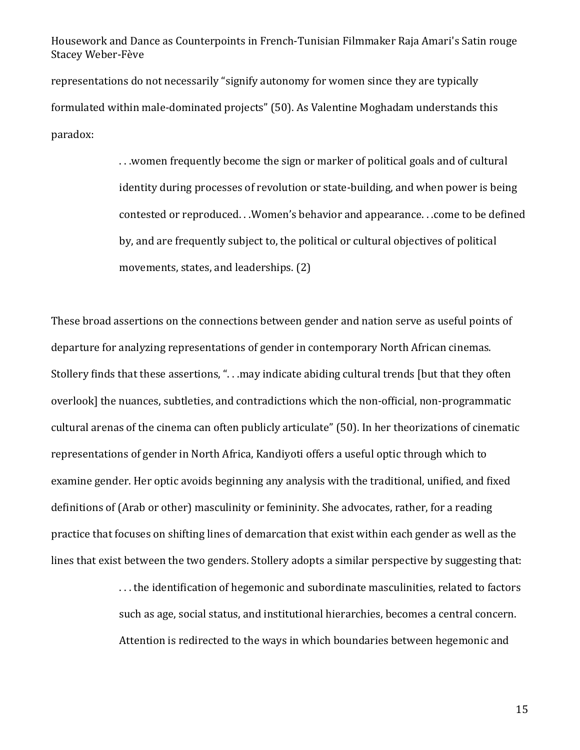representations do not necessarily "signify autonomy for women since they are typically formulated within male-dominated projects" (50). As Valentine Moghadam understands this paradox:

> . . .women frequently become the sign or marker of political goals and of cultural identity during processes of revolution or state-building, and when power is being contested or reproduced. . .Women's behavior and appearance. . .come to be defined by, and are frequently subject to, the political or cultural objectives of political movements, states, and leaderships. (2)

These broad assertions on the connections between gender and nation serve as useful points of departure for analyzing representations of gender in contemporary North African cinemas. Stollery finds that these assertions, ". . .may indicate abiding cultural trends [but that they often overlook] the nuances, subtleties, and contradictions which the non-official, non-programmatic cultural arenas of the cinema can often publicly articulate" (50). In her theorizations of cinematic representations of gender in North Africa, Kandiyoti offers a useful optic through which to examine gender. Her optic avoids beginning any analysis with the traditional, unified, and fixed definitions of (Arab or other) masculinity or femininity. She advocates, rather, for a reading practice that focuses on shifting lines of demarcation that exist within each gender as well as the lines that exist between the two genders. Stollery adopts a similar perspective by suggesting that:

> . . . the identification of hegemonic and subordinate masculinities, related to factors such as age, social status, and institutional hierarchies, becomes a central concern. Attention is redirected to the ways in which boundaries between hegemonic and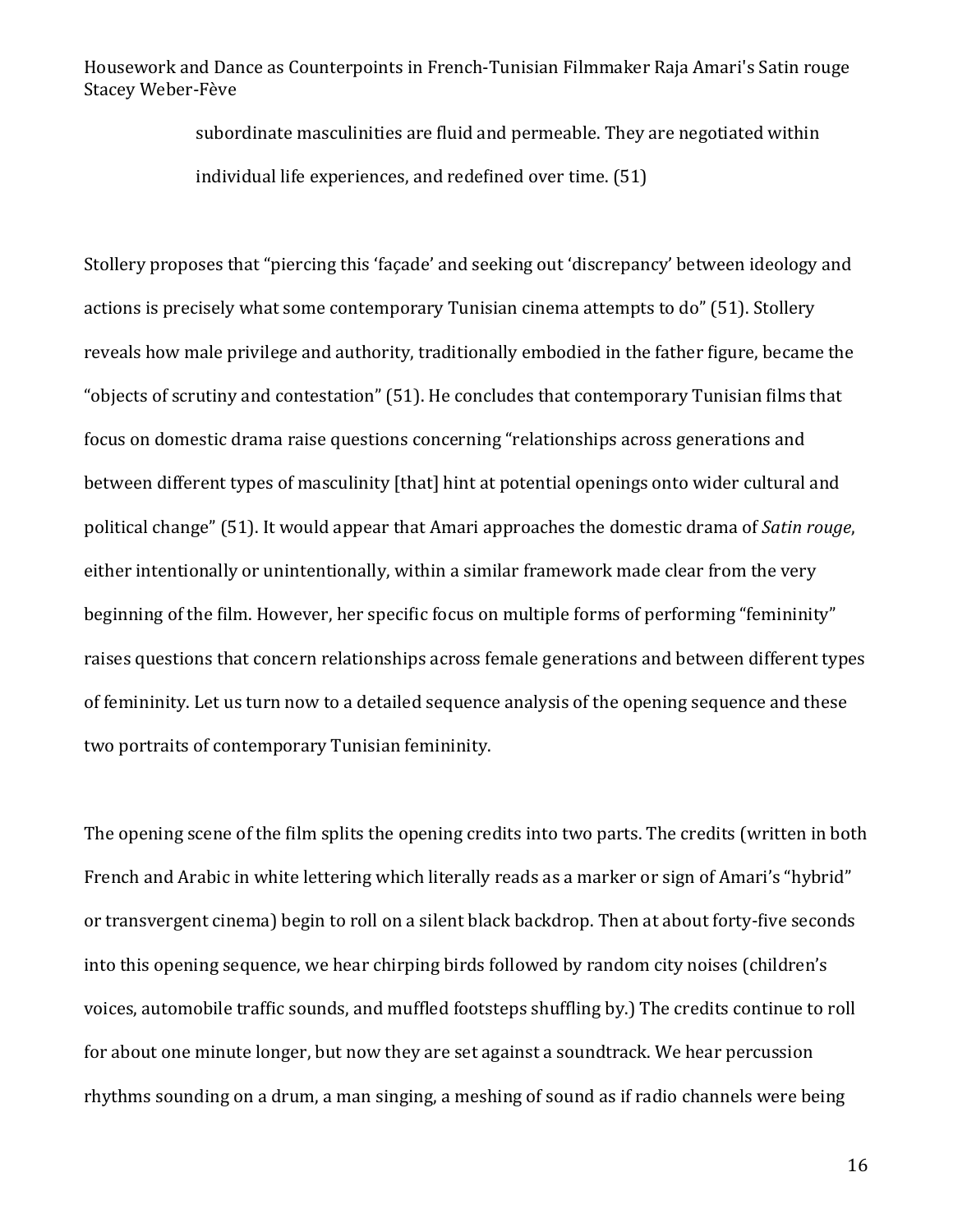> subordinate masculinities are fluid and permeable. They are negotiated within individual life experiences, and redefined over time. (51)

Stollery proposes that "piercing this 'façade' and seeking out 'discrepancy' between ideology and actions is precisely what some contemporary Tunisian cinema attempts to do" (51). Stollery reveals how male privilege and authority, traditionally embodied in the father figure, became the "objects of scrutiny and contestation" (51). He concludes that contemporary Tunisian films that focus on domestic drama raise questions concerning "relationships across generations and between different types of masculinity [that] hint at potential openings onto wider cultural and political change" (51). It would appear that Amari approaches the domestic drama of *Satin rouge*, either intentionally or unintentionally, within a similar framework made clear from the very beginning of the film. However, her specific focus on multiple forms of performing "femininity" raises questions that concern relationships across female generations and between different types of femininity. Let us turn now to a detailed sequence analysis of the opening sequence and these two portraits of contemporary Tunisian femininity.

The opening scene of the film splits the opening credits into two parts. The credits (written in both French and Arabic in white lettering which literally reads as a marker or sign of Amari's "hybrid" or transvergent cinema) begin to roll on a silent black backdrop. Then at about forty-five seconds into this opening sequence, we hear chirping birds followed by random city noises (children's voices, automobile traffic sounds, and muffled footsteps shuffling by.) The credits continue to roll for about one minute longer, but now they are set against a soundtrack. We hear percussion rhythms sounding on a drum, a man singing, a meshing of sound as if radio channels were being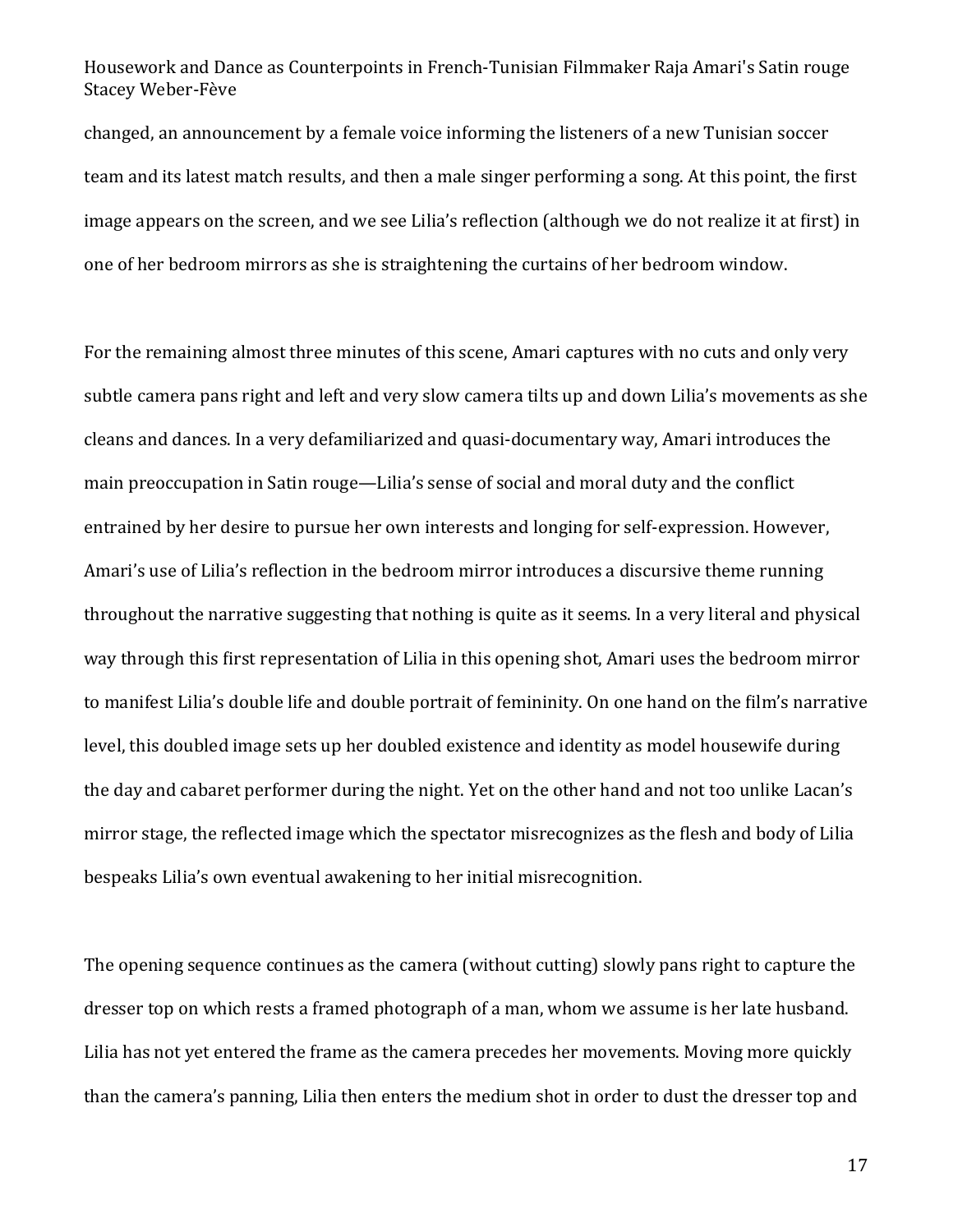changed, an announcement by a female voice informing the listeners of a new Tunisian soccer team and its latest match results, and then a male singer performing a song. At this point, the first image appears on the screen, and we see Lilia's reflection (although we do not realize it at first) in one of her bedroom mirrors as she is straightening the curtains of her bedroom window.

For the remaining almost three minutes of this scene, Amari captures with no cuts and only very subtle camera pans right and left and very slow camera tilts up and down Lilia's movements as she cleans and dances. In a very defamiliarized and quasi-documentary way, Amari introduces the main preoccupation in Satin rouge—Lilia's sense of social and moral duty and the conflict entrained by her desire to pursue her own interests and longing for self-expression. However, Amari's use of Lilia's reflection in the bedroom mirror introduces a discursive theme running throughout the narrative suggesting that nothing is quite as it seems. In a very literal and physical way through this first representation of Lilia in this opening shot, Amari uses the bedroom mirror to manifest Lilia's double life and double portrait of femininity. On one hand on the film's narrative level, this doubled image sets up her doubled existence and identity as model housewife during the day and cabaret performer during the night. Yet on the other hand and not too unlike Lacan's mirror stage, the reflected image which the spectator misrecognizes as the flesh and body of Lilia bespeaks Lilia's own eventual awakening to her initial misrecognition.

The opening sequence continues as the camera (without cutting) slowly pans right to capture the dresser top on which rests a framed photograph of a man, whom we assume is her late husband. Lilia has not yet entered the frame as the camera precedes her movements. Moving more quickly than the camera's panning, Lilia then enters the medium shot in order to dust the dresser top and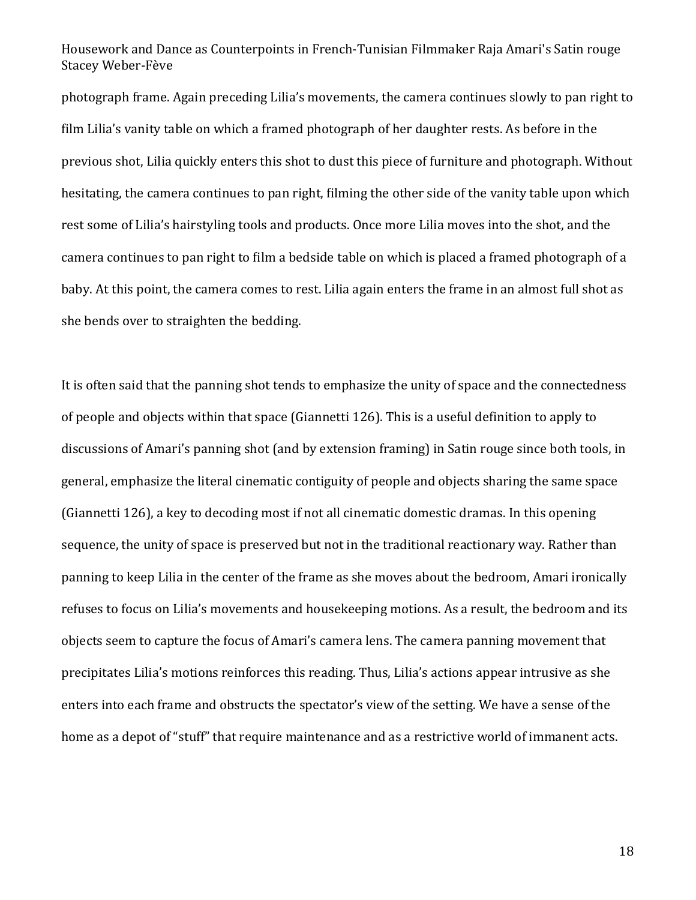photograph frame. Again preceding Lilia's movements, the camera continues slowly to pan right to film Lilia's vanity table on which a framed photograph of her daughter rests. As before in the previous shot, Lilia quickly enters this shot to dust this piece of furniture and photograph. Without hesitating, the camera continues to pan right, filming the other side of the vanity table upon which rest some of Lilia's hairstyling tools and products. Once more Lilia moves into the shot, and the camera continues to pan right to film a bedside table on which is placed a framed photograph of a baby. At this point, the camera comes to rest. Lilia again enters the frame in an almost full shot as she bends over to straighten the bedding.

It is often said that the panning shot tends to emphasize the unity of space and the connectedness of people and objects within that space (Giannetti 126). This is a useful definition to apply to discussions of Amari's panning shot (and by extension framing) in Satin rouge since both tools, in general, emphasize the literal cinematic contiguity of people and objects sharing the same space (Giannetti 126), a key to decoding most if not all cinematic domestic dramas. In this opening sequence, the unity of space is preserved but not in the traditional reactionary way. Rather than panning to keep Lilia in the center of the frame as she moves about the bedroom, Amari ironically refuses to focus on Lilia's movements and housekeeping motions. As a result, the bedroom and its objects seem to capture the focus of Amari's camera lens. The camera panning movement that precipitates Lilia's motions reinforces this reading. Thus, Lilia's actions appear intrusive as she enters into each frame and obstructs the spectator's view of the setting. We have a sense of the home as a depot of "stuff" that require maintenance and as a restrictive world of immanent acts.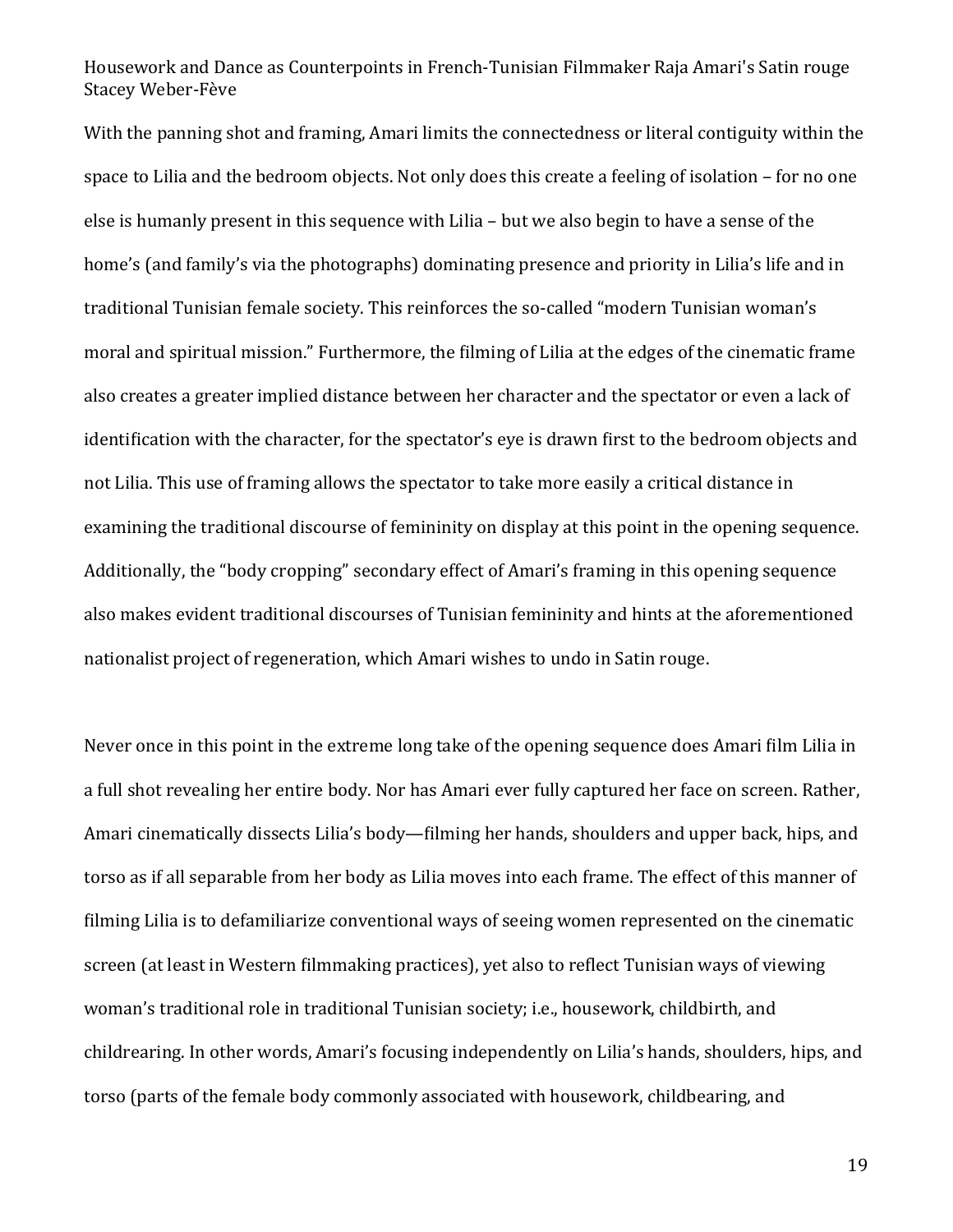With the panning shot and framing, Amari limits the connectedness or literal contiguity within the space to Lilia and the bedroom objects. Not only does this create a feeling of isolation – for no one else is humanly present in this sequence with Lilia – but we also begin to have a sense of the home's (and family's via the photographs) dominating presence and priority in Lilia's life and in traditional Tunisian female society. This reinforces the so-called "modern Tunisian woman's moral and spiritual mission." Furthermore, the filming of Lilia at the edges of the cinematic frame also creates a greater implied distance between her character and the spectator or even a lack of identification with the character, for the spectator's eye is drawn first to the bedroom objects and not Lilia. This use of framing allows the spectator to take more easily a critical distance in examining the traditional discourse of femininity on display at this point in the opening sequence. Additionally, the "body cropping" secondary effect of Amari's framing in this opening sequence also makes evident traditional discourses of Tunisian femininity and hints at the aforementioned nationalist project of regeneration, which Amari wishes to undo in Satin rouge.

Never once in this point in the extreme long take of the opening sequence does Amari film Lilia in a full shot revealing her entire body. Nor has Amari ever fully captured her face on screen. Rather, Amari cinematically dissects Lilia's body—filming her hands, shoulders and upper back, hips, and torso as if all separable from her body as Lilia moves into each frame. The effect of this manner of filming Lilia is to defamiliarize conventional ways of seeing women represented on the cinematic screen (at least in Western filmmaking practices), yet also to reflect Tunisian ways of viewing woman's traditional role in traditional Tunisian society; i.e., housework, childbirth, and childrearing. In other words, Amari's focusing independently on Lilia's hands, shoulders, hips, and torso (parts of the female body commonly associated with housework, childbearing, and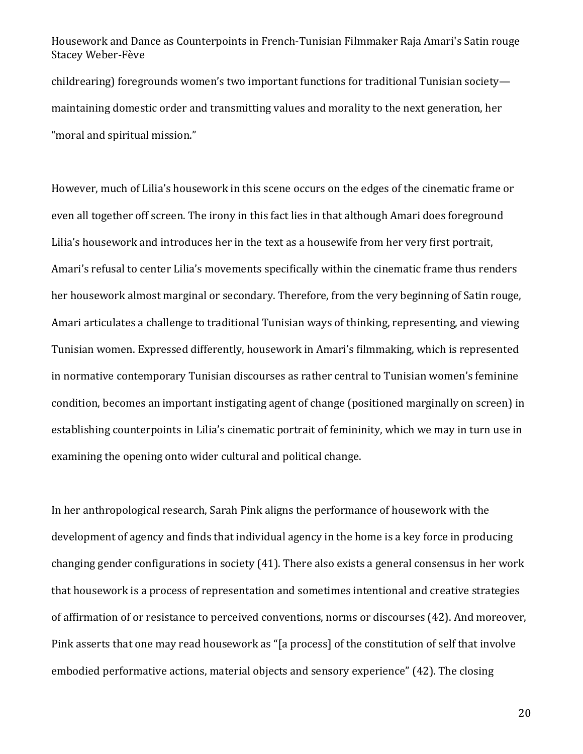childrearing) foregrounds women's two important functions for traditional Tunisian society—maintaining domestic order and transmitting values and morality to the next generation, her "moral and spiritual mission."

However, much of Lilia's housework in this scene occurs on the edges of the cinematic frame or even all together off screen. The irony in this fact lies in that although Amari does foreground Lilia's housework and introduces her in the text as a housewife from her very first portrait, Amari's refusal to center Lilia's movements specifically within the cinematic frame thus renders her housework almost marginal or secondary. Therefore, from the very beginning of Satin rouge, Amari articulates a challenge to traditional Tunisian ways of thinking, representing, and viewing Tunisian women. Expressed differently, housework in Amari's filmmaking, which is represented in normative contemporary Tunisian discourses as rather central to Tunisian women's feminine condition, becomes an important instigating agent of change (positioned marginally on screen) in establishing counterpoints in Lilia's cinematic portrait of femininity, which we may in turn use in examining the opening onto wider cultural and political change.

In her anthropological research, Sarah Pink aligns the performance of housework with the development of agency and finds that individual agency in the home is a key force in producing changing gender configurations in society (41). There also exists a general consensus in her work that housework is a process of representation and sometimes intentional and creative strategies of affirmation of or resistance to perceived conventions, norms or discourses (42). And moreover, Pink asserts that one may read housework as "[a process] of the constitution of self that involve embodied performative actions, material objects and sensory experience" (42). The closing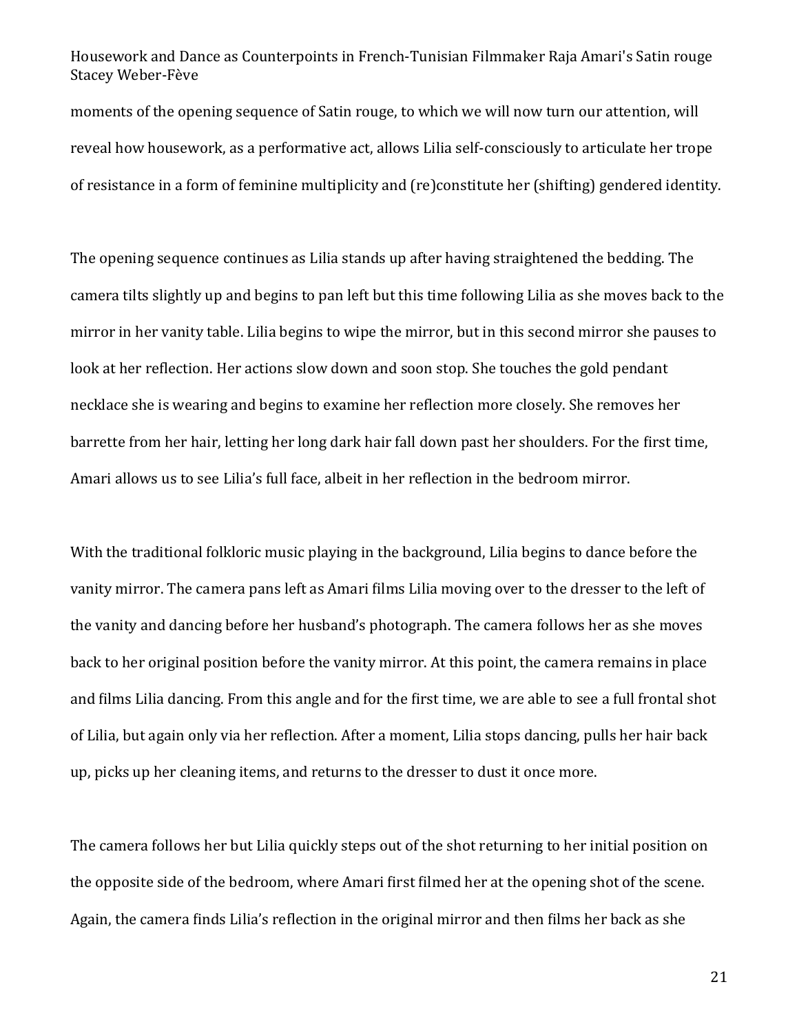moments of the opening sequence of Satin rouge, to which we will now turn our attention, will reveal how housework, as a performative act, allows Lilia self-consciously to articulate her trope of resistance in a form of feminine multiplicity and (re)constitute her (shifting) gendered identity.

The opening sequence continues as Lilia stands up after having straightened the bedding. The camera tilts slightly up and begins to pan left but this time following Lilia as she moves back to the mirror in her vanity table. Lilia begins to wipe the mirror, but in this second mirror she pauses to look at her reflection. Her actions slow down and soon stop. She touches the gold pendant necklace she is wearing and begins to examine her reflection more closely. She removes her barrette from her hair, letting her long dark hair fall down past her shoulders. For the first time, Amari allows us to see Lilia's full face, albeit in her reflection in the bedroom mirror.

With the traditional folkloric music playing in the background, Lilia begins to dance before the vanity mirror. The camera pans left as Amari films Lilia moving over to the dresser to the left of the vanity and dancing before her husband's photograph. The camera follows her as she moves back to her original position before the vanity mirror. At this point, the camera remains in place and films Lilia dancing. From this angle and for the first time, we are able to see a full frontal shot of Lilia, but again only via her reflection. After a moment, Lilia stops dancing, pulls her hair back up, picks up her cleaning items, and returns to the dresser to dust it once more.

The camera follows her but Lilia quickly steps out of the shot returning to her initial position on the opposite side of the bedroom, where Amari first filmed her at the opening shot of the scene. Again, the camera finds Lilia's reflection in the original mirror and then films her back as she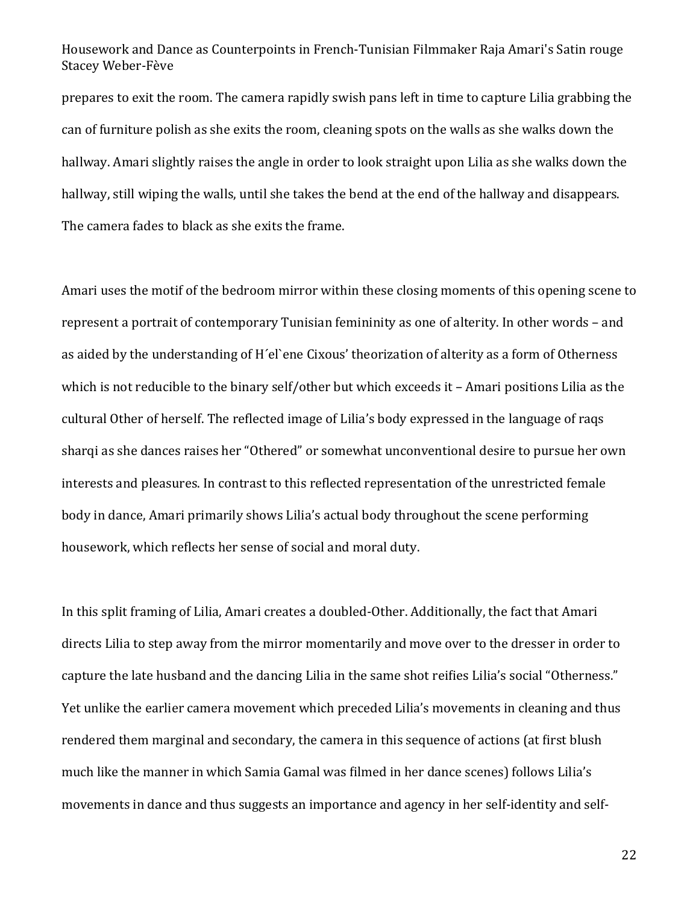prepares to exit the room. The camera rapidly swish pans left in time to capture Lilia grabbing the can of furniture polish as she exits the room, cleaning spots on the walls as she walks down the hallway. Amari slightly raises the angle in order to look straight upon Lilia as she walks down the hallway, still wiping the walls, until she takes the bend at the end of the hallway and disappears. The camera fades to black as she exits the frame.

Amari uses the motif of the bedroom mirror within these closing moments of this opening scene to represent a portrait of contemporary Tunisian femininity as one of alterity. In other words – and as aided by the understanding of H´el`ene Cixous' theorization of alterity as a form of Otherness which is not reducible to the binary self/other but which exceeds it – Amari positions Lilia as the cultural Other of herself. The reflected image of Lilia's body expressed in the language of raqs sharqi as she dances raises her "Othered" or somewhat unconventional desire to pursue her own interests and pleasures. In contrast to this reflected representation of the unrestricted female body in dance, Amari primarily shows Lilia's actual body throughout the scene performing housework, which reflects her sense of social and moral duty.

In this split framing of Lilia, Amari creates a doubled-Other. Additionally, the fact that Amari directs Lilia to step away from the mirror momentarily and move over to the dresser in order to capture the late husband and the dancing Lilia in the same shot reifies Lilia's social "Otherness." Yet unlike the earlier camera movement which preceded Lilia's movements in cleaning and thus rendered them marginal and secondary, the camera in this sequence of actions (at first blush much like the manner in which Samia Gamal was filmed in her dance scenes) follows Lilia's movements in dance and thus suggests an importance and agency in her self-identity and self-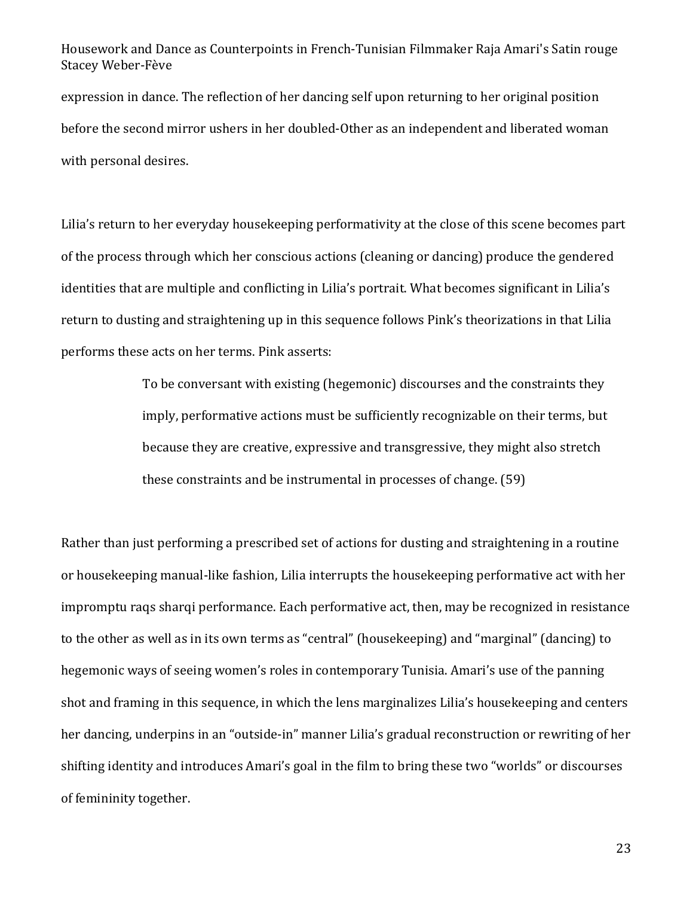expression in dance. The reflection of her dancing self upon returning to her original position before the second mirror ushers in her doubled-Other as an independent and liberated woman with personal desires.

Lilia's return to her everyday housekeeping performativity at the close of this scene becomes part of the process through which her conscious actions (cleaning or dancing) produce the gendered identities that are multiple and conflicting in Lilia's portrait. What becomes significant in Lilia's return to dusting and straightening up in this sequence follows Pink's theorizations in that Lilia performs these acts on her terms. Pink asserts:

> To be conversant with existing (hegemonic) discourses and the constraints they imply, performative actions must be sufficiently recognizable on their terms, but because they are creative, expressive and transgressive, they might also stretch these constraints and be instrumental in processes of change. (59)

Rather than just performing a prescribed set of actions for dusting and straightening in a routine or housekeeping manual-like fashion, Lilia interrupts the housekeeping performative act with her impromptu raqs sharqi performance. Each performative act, then, may be recognized in resistance to the other as well as in its own terms as "central" (housekeeping) and "marginal" (dancing) to hegemonic ways of seeing women's roles in contemporary Tunisia. Amari's use of the panning shot and framing in this sequence, in which the lens marginalizes Lilia's housekeeping and centers her dancing, underpins in an "outside-in" manner Lilia's gradual reconstruction or rewriting of her shifting identity and introduces Amari's goal in the film to bring these two "worlds" or discourses of femininity together.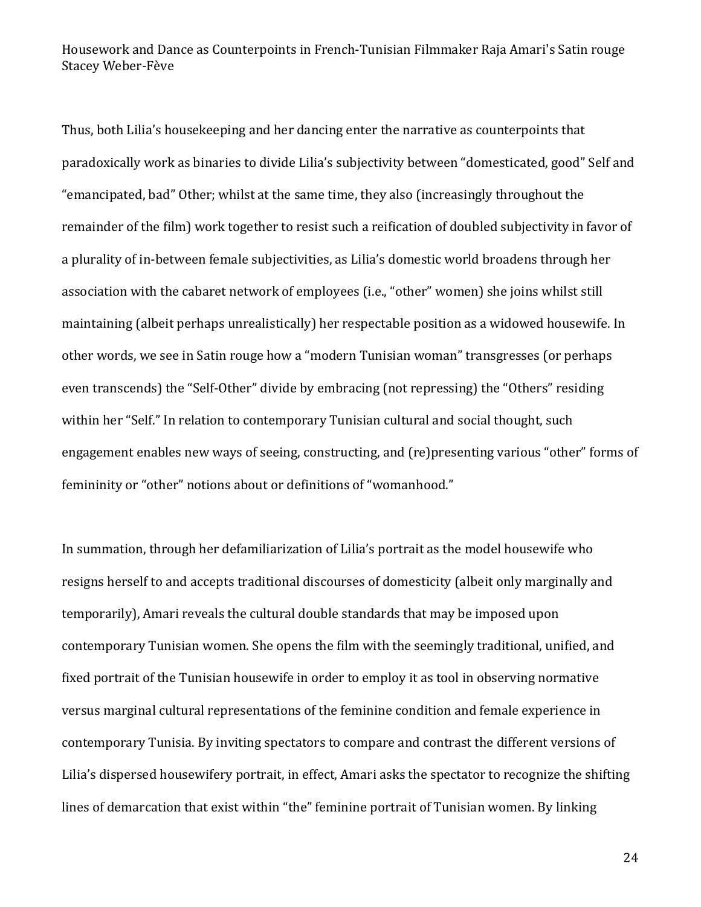Thus, both Lilia's housekeeping and her dancing enter the narrative as counterpoints that paradoxically work as binaries to divide Lilia's subjectivity between "domesticated, good" Self and "emancipated, bad" Other; whilst at the same time, they also (increasingly throughout the remainder of the film) work together to resist such a reification of doubled subjectivity in favor of a plurality of in-between female subjectivities, as Lilia's domestic world broadens through her association with the cabaret network of employees (i.e., "other" women) she joins whilst still maintaining (albeit perhaps unrealistically) her respectable position as a widowed housewife. In other words, we see in Satin rouge how a "modern Tunisian woman" transgresses (or perhaps even transcends) the "Self-Other" divide by embracing (not repressing) the "Others" residing within her "Self." In relation to contemporary Tunisian cultural and social thought, such engagement enables new ways of seeing, constructing, and (re)presenting various "other" forms of femininity or "other" notions about or definitions of "womanhood."

In summation, through her defamiliarization of Lilia's portrait as the model housewife who resigns herself to and accepts traditional discourses of domesticity (albeit only marginally and temporarily), Amari reveals the cultural double standards that may be imposed upon contemporary Tunisian women. She opens the film with the seemingly traditional, unified, and fixed portrait of the Tunisian housewife in order to employ it as tool in observing normative versus marginal cultural representations of the feminine condition and female experience in contemporary Tunisia. By inviting spectators to compare and contrast the different versions of Lilia's dispersed housewifery portrait, in effect, Amari asks the spectator to recognize the shifting lines of demarcation that exist within "the" feminine portrait of Tunisian women. By linking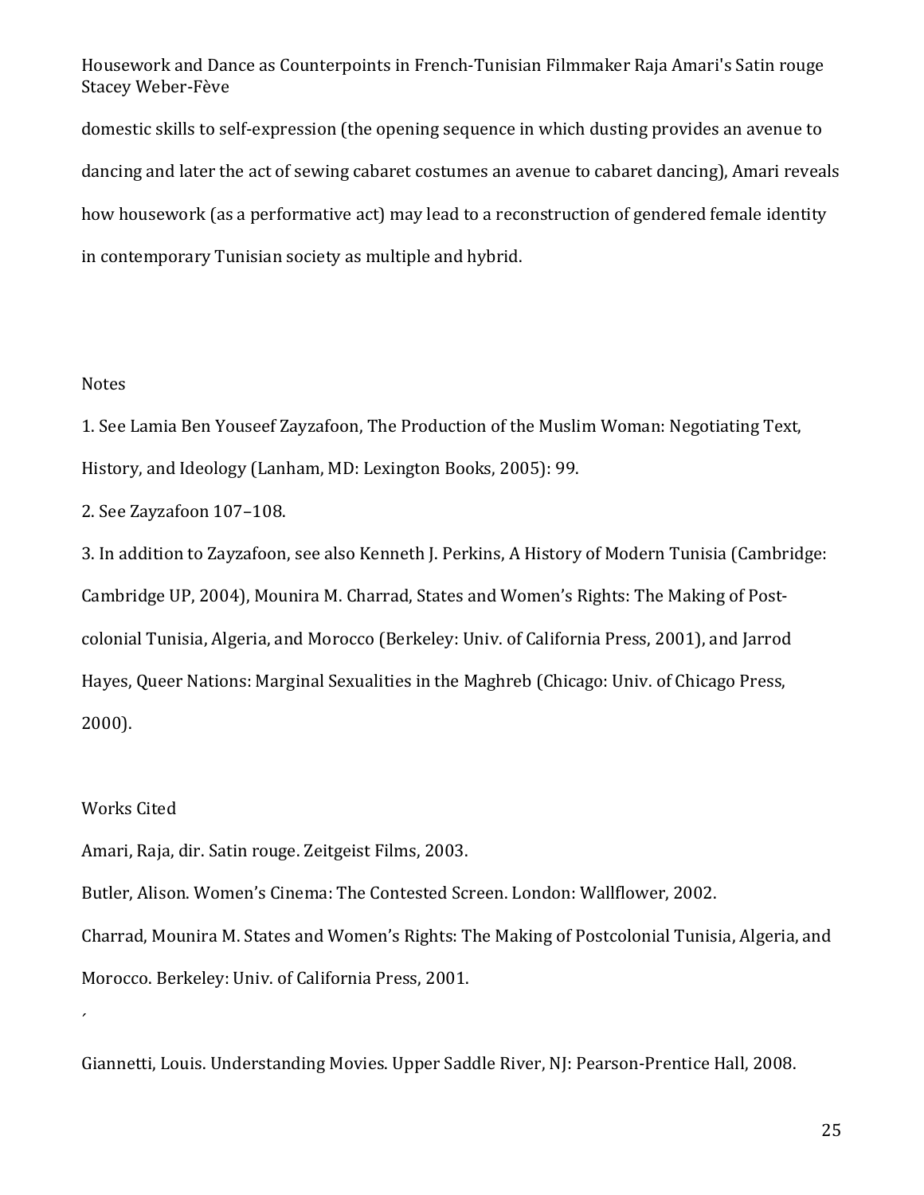domestic skills to self-expression (the opening sequence in which dusting provides an avenue to dancing and later the act of sewing cabaret costumes an avenue to cabaret dancing), Amari reveals how housework (as a performative act) may lead to a reconstruction of gendered female identity in contemporary Tunisian society as multiple and hybrid.

## Notes

1. See Lamia Ben Youseef Zayzafoon, The Production of the Muslim Woman: Negotiating Text, History, and Ideology (Lanham, MD: Lexington Books, 2005): 99.

2. See Zayzafoon 107–108.

3. In addition to Zayzafoon, see also Kenneth J. Perkins, A History of Modern Tunisia (Cambridge: Cambridge UP, 2004), Mounira M. Charrad, States and Women's Rights: The Making of Post-colonial Tunisia, Algeria, and Morocco (Berkeley: Univ. of California Press, 2001), and Jarrod Hayes, Queer Nations: Marginal Sexualities in the Maghreb (Chicago: Univ. of Chicago Press, 2000).

## Works Cited

Amari, Raja, dir. Satin rouge. Zeitgeist Films, 2003.

Butler, Alison. Women's Cinema: The Contested Screen. London: Wallflower, 2002.

Charrad, Mounira M. States and Women's Rights: The Making of Postcolonial Tunisia, Algeria, and Morocco. Berkeley: Univ. of California Press, 2001.

´

Giannetti, Louis. Understanding Movies. Upper Saddle River, NJ: Pearson-Prentice Hall, 2008.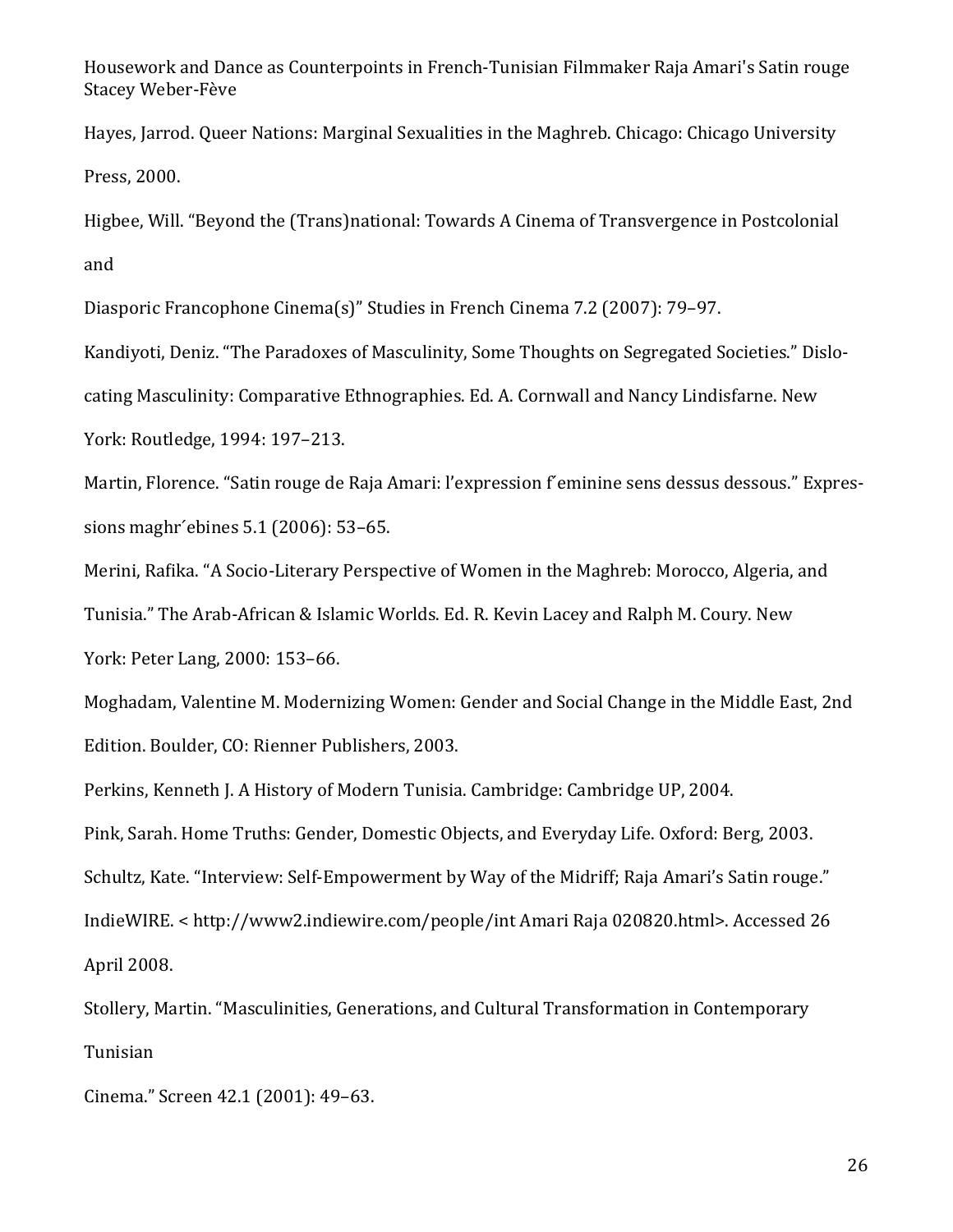Hayes, Jarrod. Queer Nations: Marginal Sexualities in the Maghreb. Chicago: Chicago University Press, 2000.

Higbee, Will. "Beyond the (Trans)national: Towards A Cinema of Transvergence in Postcolonial and Diasporic Francophone Cinema(s)" Studies in French Cinema 7.2 (2007): 79–97.

Kandiyoti, Deniz. "The Paradoxes of Masculinity, Some Thoughts on Segregated Societies." Dislocating Masculinity: Comparative Ethnographies. Ed. A. Cornwall and Nancy Lindisfarne. New York: Routledge, 1994: 197–213.

Martin, Florence. "Satin rouge de Raja Amari: l'expression f´eminine sens dessus dessous." Expressions maghr´ebines 5.1 (2006): 53–65.

Merini, Rafika. "A Socio-Literary Perspective of Women in the Maghreb: Morocco, Algeria, and Tunisia." The Arab-African & Islamic Worlds. Ed. R. Kevin Lacey and Ralph M. Coury. New York: Peter Lang, 2000: 153–66.

Moghadam, Valentine M. Modernizing Women: Gender and Social Change in the Middle East, 2nd Edition. Boulder, CO: Rienner Publishers, 2003.

Perkins, Kenneth J. A History of Modern Tunisia. Cambridge: Cambridge UP, 2004.

Pink, Sarah. Home Truths: Gender, Domestic Objects, and Everyday Life. Oxford: Berg, 2003.

Schultz, Kate. "Interview: Self-Empowerment by Way of the Midriff; Raja Amari's Satin rouge." IndieWIRE. < http://www2.indiewire.com/people/int Amari Raja 020820.html>. Accessed 26 April 2008.

Stollery, Martin. "Masculinities, Generations, and Cultural Transformation in Contemporary Tunisian Cinema." Screen 42.1 (2001): 49–63.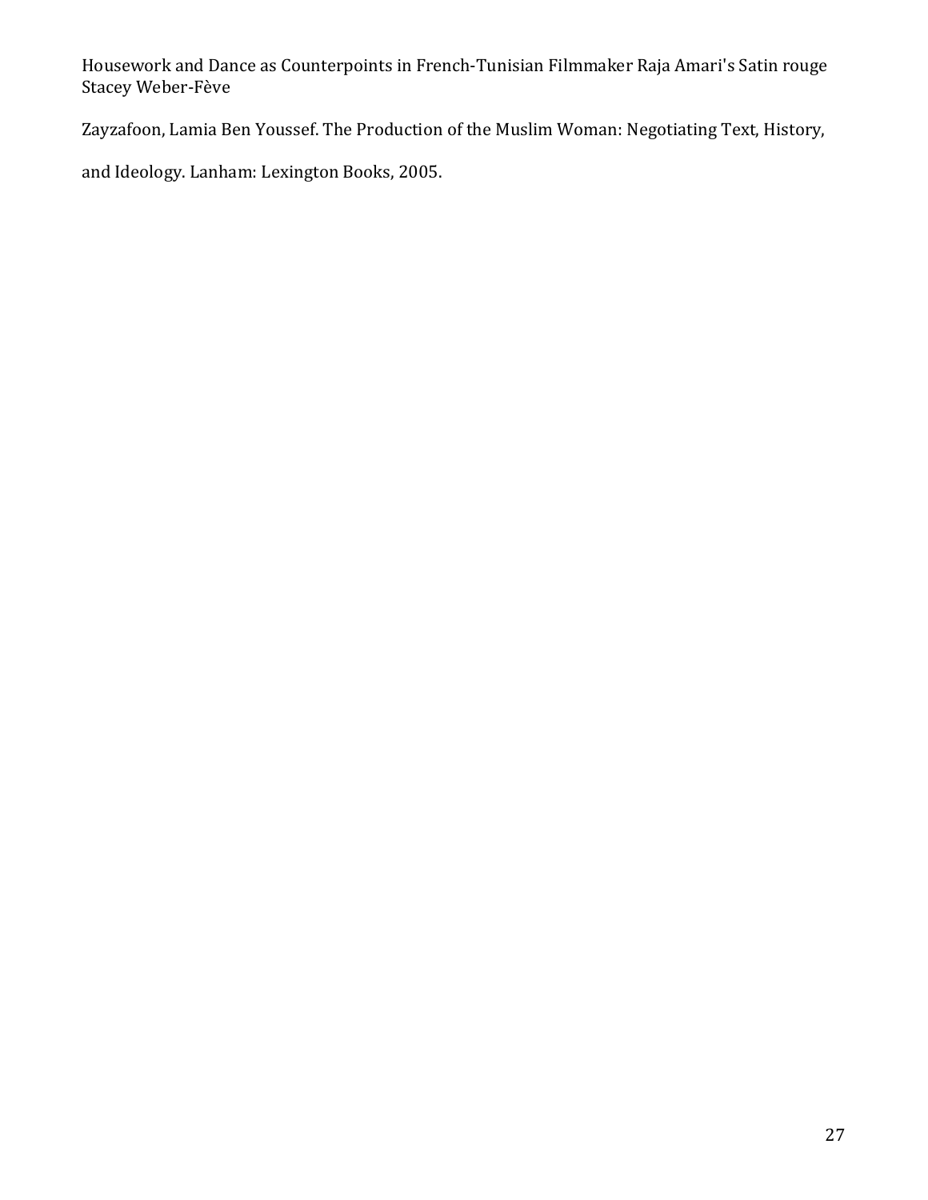Zayzafoon, Lamia Ben Youssef. The Production of the Muslim Woman: Negotiating Text, History, and Ideology. Lanham: Lexington Books, 2005.